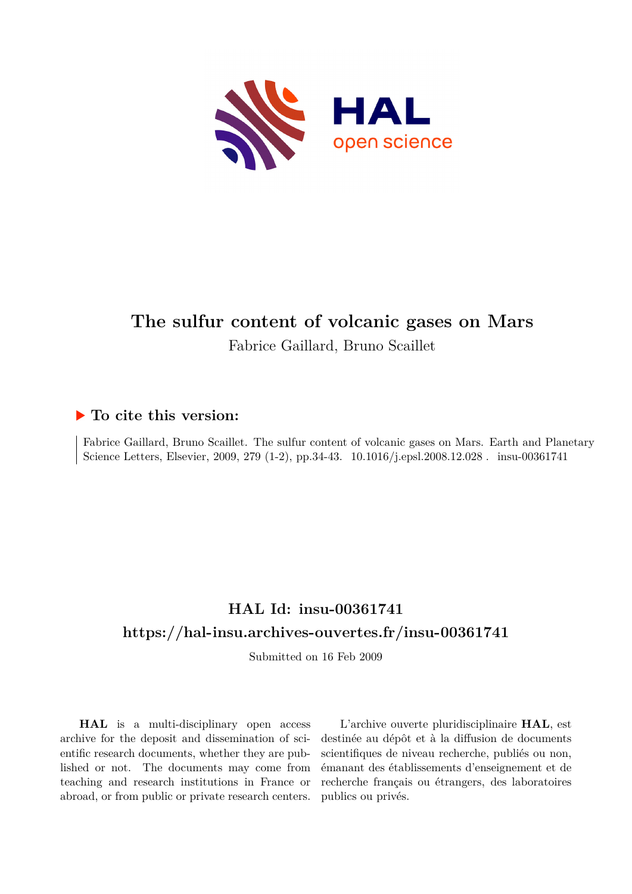# The sulfur content of volcanic gases on Mars

Fabrice Gaillard, Bruno Scaillet

## ▶ To cite this version:

Fabrice Gaillard, Bruno Scaillet. The sulfur content of volcanic gases on Mars. Earth and Planetary Science Letters, Elsevier, 2009, 279 (1-2), pp.34-43. 10.1016/j.epsl.2008.12.028 . insu-00361741

## HAL Id: insu-00361741

## https://hal-insu.archives-ouvertes.fr/insu-00361741

Submitted on 16 Feb 2009

**HAL** is a multi-disciplinary open access archive for the deposit and dissemination of scientific research documents, whether they are published or not. The documents may come from teaching and research institutions in France or abroad, or from public or private research centers.

L'archive ouverte pluridisciplinaire **HAL**, est destinée au dépôt et à la diffusion de documents scientifiques de niveau recherche, publiés ou non, émanant des établissements d'enseignement et de recherche français ou étrangers, des laboratoires publics ou privés.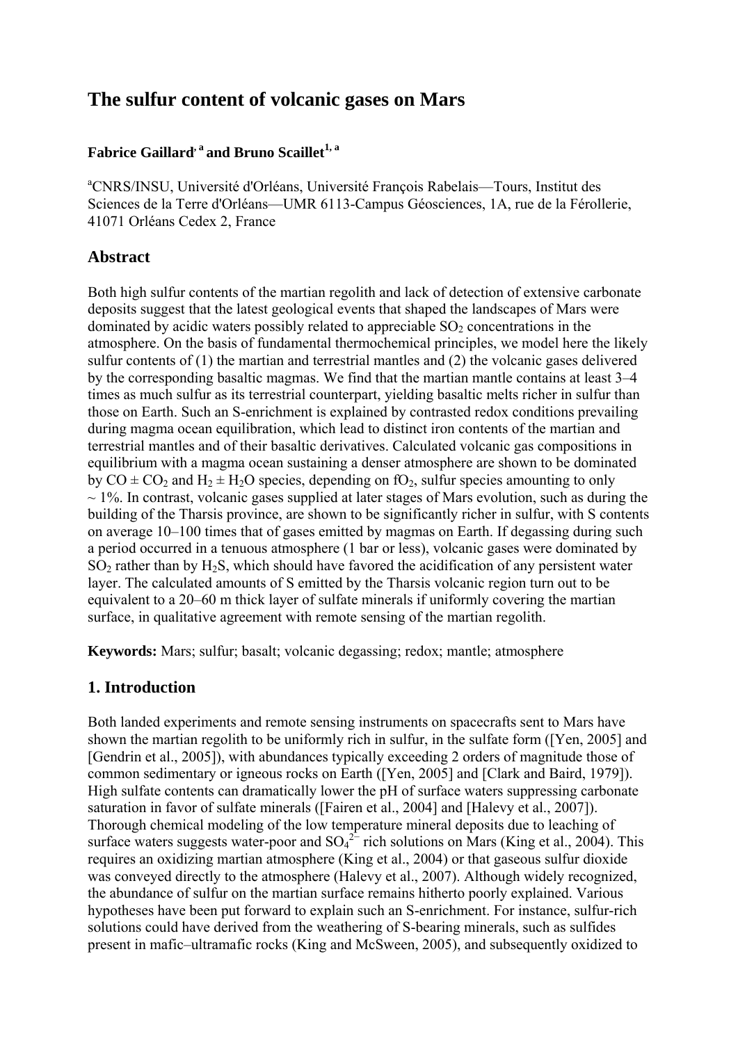// The sulfur content of volcanic gases on Mars

**Fabrice Gaillard[a] and Bruno Scaillet[1, a]**

[a]CNRS/INSU, Université d'Orléans, Université François Rabelais—Tours, Institut des Sciences de la Terre d'Orléans—UMR 6113-Campus Géosciences, 1A, rue de la Férollerie, 41071 Orléans Cedex 2, France

## Abstract

Both high sulfur contents of the martian regolith and lack of detection of extensive carbonate deposits suggest that the latest geological events that shaped the landscapes of Mars were dominated by acidic waters possibly related to appreciable $SO_2$ concentrations in the atmosphere. On the basis of fundamental thermochemical principles, we model here the likely sulfur contents of (1) the martian and terrestrial mantles and (2) the volcanic gases delivered by the corresponding basaltic magmas. We find that the martian mantle contains at least 3–4 times as much sulfur as its terrestrial counterpart, yielding basaltic melts richer in sulfur than those on Earth. Such an S-enrichment is explained by contrasted redox conditions prevailing during magma ocean equilibration, which lead to distinct iron contents of the martian and terrestrial mantles and of their basaltic derivatives. Calculated volcanic gas compositions in equilibrium with a magma ocean sustaining a denser atmosphere are shown to be dominated by $CO \pm CO_2$ and $H_2 \pm H_2O$ species, depending on $fO_2$, sulfur species amounting to only ~ 1%. In contrast, volcanic gases supplied at later stages of Mars evolution, such as during the building of the Tharsis province, are shown to be significantly richer in sulfur, with S contents on average 10–100 times that of gases emitted by magmas on Earth. If degassing during such a period occurred in a tenuous atmosphere (1 bar or less), volcanic gases were dominated by $SO_2$ rather than by $H_2S$, which should have favored the acidification of any persistent water layer. The calculated amounts of S emitted by the Tharsis volcanic region turn out to be equivalent to a 20–60 m thick layer of sulfate minerals if uniformly covering the martian surface, in qualitative agreement with remote sensing of the martian regolith.

**Keywords:** Mars; sulfur; basalt; volcanic degassing; redox; mantle; atmosphere

## 1. Introduction

Both landed experiments and remote sensing instruments on spacecrafts sent to Mars have shown the martian regolith to be uniformly rich in sulfur, in the sulfate form ([Yen, 2005] and [Gendrin et al., 2005]), with abundances typically exceeding 2 orders of magnitude those of common sedimentary or igneous rocks on Earth ([Yen, 2005] and [Clark and Baird, 1979]). High sulfate contents can dramatically lower the pH of surface waters suppressing carbonate saturation in favor of sulfate minerals ([Fairen et al., 2004] and [Halevy et al., 2007]). Thorough chemical modeling of the low temperature mineral deposits due to leaching of surface waters suggests water-poor and $SO_4^{2-}$ rich solutions on Mars (King et al., 2004). This requires an oxidizing martian atmosphere (King et al., 2004) or that gaseous sulfur dioxide was conveyed directly to the atmosphere (Halevy et al., 2007). Although widely recognized, the abundance of sulfur on the martian surface remains hitherto poorly explained. Various hypotheses have been put forward to explain such an S-enrichment. For instance, sulfur-rich solutions could have derived from the weathering of S-bearing minerals, such as sulfides present in mafic–ultramafic rocks (King and McSween, 2005), and subsequently oxidized to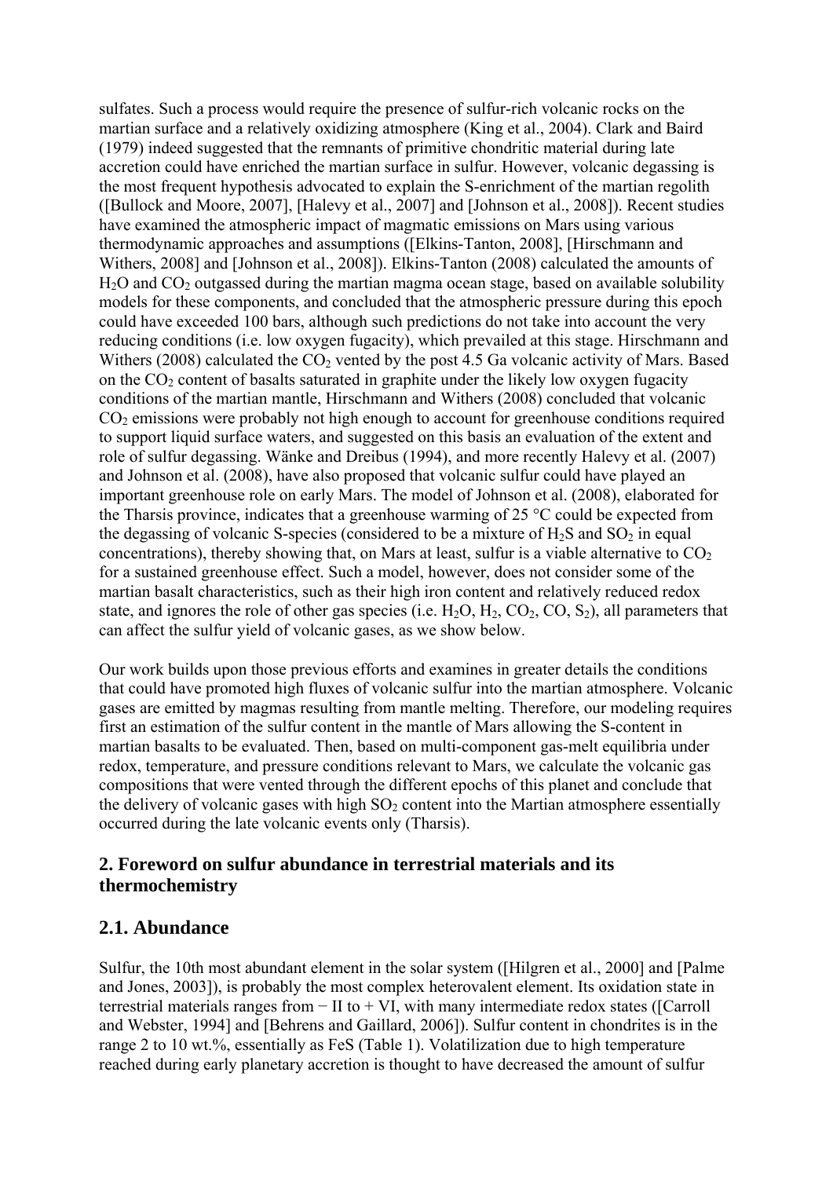sulfates. Such a process would require the presence of sulfur-rich volcanic rocks on the martian surface and a relatively oxidizing atmosphere (King et al., 2004). Clark and Baird (1979) indeed suggested that the remnants of primitive chondritic material during late accretion could have enriched the martian surface in sulfur. However, volcanic degassing is the most frequent hypothesis advocated to explain the S-enrichment of the martian regolith ([Bullock and Moore, 2007], [Halevy et al., 2007] and [Johnson et al., 2008]). Recent studies have examined the atmospheric impact of magmatic emissions on Mars using various thermodynamic approaches and assumptions ([Elkins-Tanton, 2008], [Hirschmann and Withers, 2008] and [Johnson et al., 2008]). Elkins-Tanton (2008) calculated the amounts of $H_2O$ and $CO_2$ outgassed during the martian magma ocean stage, based on available solubility models for these components, and concluded that the atmospheric pressure during this epoch could have exceeded 100 bars, although such predictions do not take into account the very reducing conditions (i.e. low oxygen fugacity), which prevailed at this stage. Hirschmann and Withers (2008) calculated the $CO_2$ vented by the post 4.5 Ga volcanic activity of Mars. Based on the $CO_2$ content of basalts saturated in graphite under the likely low oxygen fugacity conditions of the martian mantle, Hirschmann and Withers (2008) concluded that volcanic $CO_2$ emissions were probably not high enough to account for greenhouse conditions required to support liquid surface waters, and suggested on this basis an evaluation of the extent and role of sulfur degassing. Wänke and Dreibus (1994), and more recently Halevy et al. (2007) and Johnson et al. (2008), have also proposed that volcanic sulfur could have played an important greenhouse role on early Mars. The model of Johnson et al. (2008), elaborated for the Tharsis province, indicates that a greenhouse warming of 25 °C could be expected from the degassing of volcanic S-species (considered to be a mixture of $H_2S$ and $SO_2$ in equal concentrations), thereby showing that, on Mars at least, sulfur is a viable alternative to $CO_2$ for a sustained greenhouse effect. Such a model, however, does not consider some of the martian basalt characteristics, such as their high iron content and relatively reduced redox state, and ignores the role of other gas species (i.e. $H_2O$, $H_2$, $CO_2$, CO, $S_2$), all parameters that can affect the sulfur yield of volcanic gases, as we show below.

Our work builds upon those previous efforts and examines in greater details the conditions that could have promoted high fluxes of volcanic sulfur into the martian atmosphere. Volcanic gases are emitted by magmas resulting from mantle melting. Therefore, our modeling requires first an estimation of the sulfur content in the mantle of Mars allowing the S-content in martian basalts to be evaluated. Then, based on multi-component gas-melt equilibria under redox, temperature, and pressure conditions relevant to Mars, we calculate the volcanic gas compositions that were vented through the different epochs of this planet and conclude that the delivery of volcanic gases with high $SO_2$ content into the Martian atmosphere essentially occurred during the late volcanic events only (Tharsis).

## 2. Foreword on sulfur abundance in terrestrial materials and its thermochemistry

### 2.1. Abundance

Sulfur, the 10th most abundant element in the solar system ([Hilgren et al., 2000] and [Palme and Jones, 2003]), is probably the most complex heterovalent element. Its oxidation state in terrestrial materials ranges from − II to + VI, with many intermediate redox states ([Carroll and Webster, 1994] and [Behrens and Gaillard, 2006]). Sulfur content in chondrites is in the range 2 to 10 wt.%, essentially as FeS (Table 1). Volatilization due to high temperature reached during early planetary accretion is thought to have decreased the amount of sulfur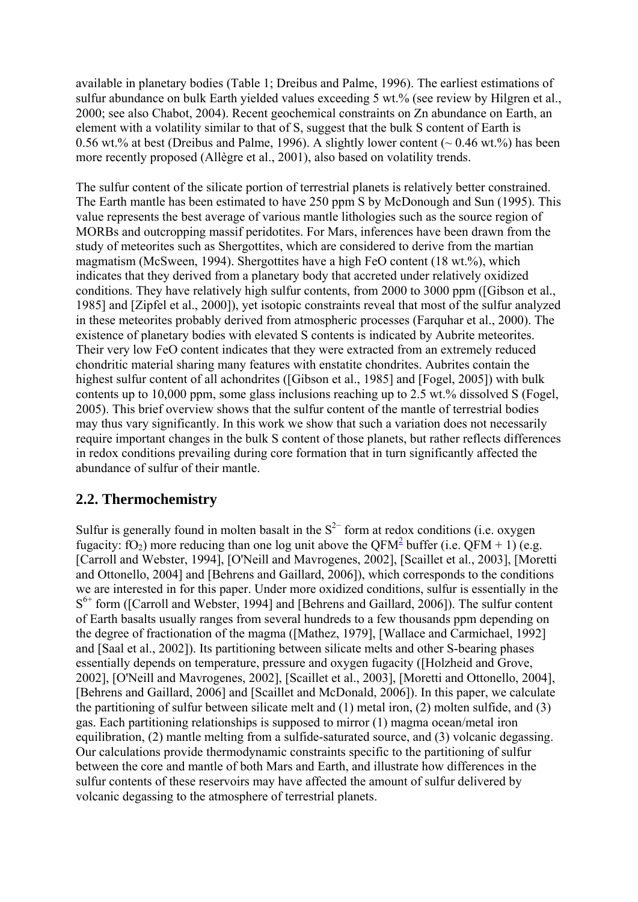available in planetary bodies (Table 1; Dreibus and Palme, 1996). The earliest estimations of sulfur abundance on bulk Earth yielded values exceeding 5 wt.% (see review by Hilgren et al., 2000; see also Chabot, 2004). Recent geochemical constraints on Zn abundance on Earth, an element with a volatility similar to that of S, suggest that the bulk S content of Earth is 0.56 wt.% at best (Dreibus and Palme, 1996). A slightly lower content (~ 0.46 wt.%) has been more recently proposed (Allègre et al., 2001), also based on volatility trends.

The sulfur content of the silicate portion of terrestrial planets is relatively better constrained. The Earth mantle has been estimated to have 250 ppm S by McDonough and Sun (1995). This value represents the best average of various mantle lithologies such as the source region of MORBs and outcropping massif peridotites. For Mars, inferences have been drawn from the study of meteorites such as Shergottites, which are considered to derive from the martian magmatism (McSween, 1994). Shergottites have a high FeO content (18 wt.%), which indicates that they derived from a planetary body that accreted under relatively oxidized conditions. They have relatively high sulfur contents, from 2000 to 3000 ppm ([Gibson et al., 1985] and [Zipfel et al., 2000]), yet isotopic constraints reveal that most of the sulfur analyzed in these meteorites probably derived from atmospheric processes (Farquhar et al., 2000). The existence of planetary bodies with elevated S contents is indicated by Aubrite meteorites. Their very low FeO content indicates that they were extracted from an extremely reduced chondritic material sharing many features with enstatite chondrites. Aubrites contain the highest sulfur content of all achondrites ([Gibson et al., 1985] and [Fogel, 2005]) with bulk contents up to 10,000 ppm, some glass inclusions reaching up to 2.5 wt.% dissolved S (Fogel, 2005). This brief overview shows that the sulfur content of the mantle of terrestrial bodies may thus vary significantly. In this work we show that such a variation does not necessarily require important changes in the bulk S content of those planets, but rather reflects differences in redox conditions prevailing during core formation that in turn significantly affected the abundance of sulfur of their mantle.

## 2.2. Thermochemistry

Sulfur is generally found in molten basalt in the $S^{2-}$ form at redox conditions (i.e. oxygen fugacity: $fO_2$) more reducing than one log unit above the QFM[2] buffer (i.e. QFM + 1) (e.g. [Carroll and Webster, 1994], [O'Neill and Mavrogenes, 2002], [Scaillet et al., 2003], [Moretti and Ottonello, 2004] and [Behrens and Gaillard, 2006]), which corresponds to the conditions we are interested in for this paper. Under more oxidized conditions, sulfur is essentially in the $S^{6+}$ form ([Carroll and Webster, 1994] and [Behrens and Gaillard, 2006]). The sulfur content of Earth basalts usually ranges from several hundreds to a few thousands ppm depending on the degree of fractionation of the magma ([Mathez, 1979], [Wallace and Carmichael, 1992] and [Saal et al., 2002]). Its partitioning between silicate melts and other S-bearing phases essentially depends on temperature, pressure and oxygen fugacity ([Holzheid and Grove, 2002], [O'Neill and Mavrogenes, 2002], [Scaillet et al., 2003], [Moretti and Ottonello, 2004], [Behrens and Gaillard, 2006] and [Scaillet and McDonald, 2006]). In this paper, we calculate the partitioning of sulfur between silicate melt and (1) metal iron, (2) molten sulfide, and (3) gas. Each partitioning relationships is supposed to mirror (1) magma ocean/metal iron equilibration, (2) mantle melting from a sulfide-saturated source, and (3) volcanic degassing. Our calculations provide thermodynamic constraints specific to the partitioning of sulfur between the core and mantle of both Mars and Earth, and illustrate how differences in the sulfur contents of these reservoirs may have affected the amount of sulfur delivered by volcanic degassing to the atmosphere of terrestrial planets.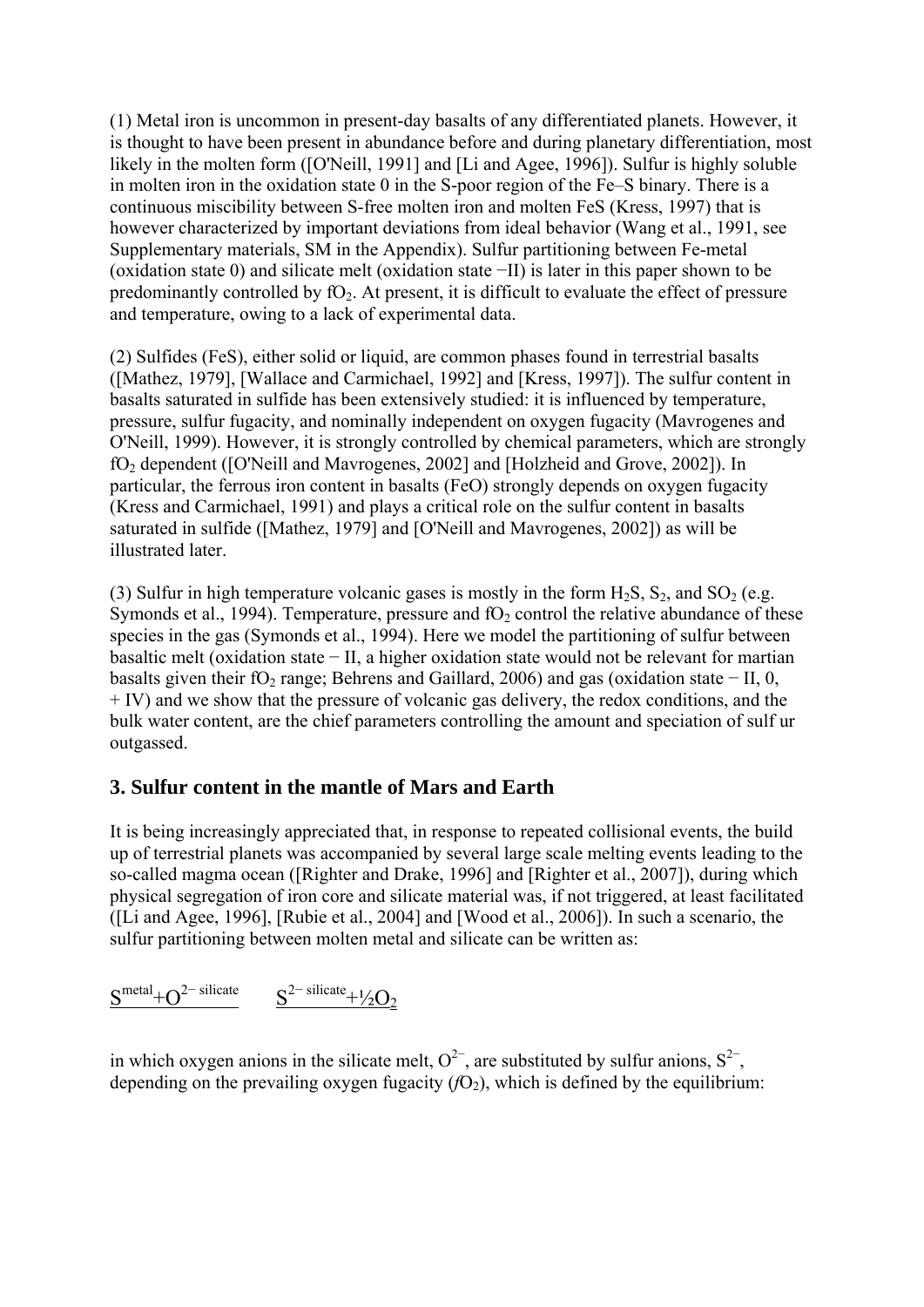(1) Metal iron is uncommon in present-day basalts of any differentiated planets. However, it is thought to have been present in abundance before and during planetary differentiation, most likely in the molten form ([O'Neill, 1991] and [Li and Agee, 1996]). Sulfur is highly soluble in molten iron in the oxidation state 0 in the S-poor region of the Fe–S binary. There is a continuous miscibility between S-free molten iron and molten FeS (Kress, 1997) that is however characterized by important deviations from ideal behavior (Wang et al., 1991, see Supplementary materials, SM in the Appendix). Sulfur partitioning between Fe-metal (oxidation state 0) and silicate melt (oxidation state −II) is later in this paper shown to be predominantly controlled by $fO_2$. At present, it is difficult to evaluate the effect of pressure and temperature, owing to a lack of experimental data.

(2) Sulfides (FeS), either solid or liquid, are common phases found in terrestrial basalts ([Mathez, 1979], [Wallace and Carmichael, 1992] and [Kress, 1997]). The sulfur content in basalts saturated in sulfide has been extensively studied: it is influenced by temperature, pressure, sulfur fugacity, and nominally independent on oxygen fugacity (Mavrogenes and O'Neill, 1999). However, it is strongly controlled by chemical parameters, which are strongly $fO_2$ dependent ([O'Neill and Mavrogenes, 2002] and [Holzheid and Grove, 2002]). In particular, the ferrous iron content in basalts (FeO) strongly depends on oxygen fugacity (Kress and Carmichael, 1991) and plays a critical role on the sulfur content in basalts saturated in sulfide ([Mathez, 1979] and [O'Neill and Mavrogenes, 2002]) as will be illustrated later.

(3) Sulfur in high temperature volcanic gases is mostly in the form $H_2S$, $S_2$, and $SO_2$ (e.g. Symonds et al., 1994). Temperature, pressure and $fO_2$ control the relative abundance of these species in the gas (Symonds et al., 1994). Here we model the partitioning of sulfur between basaltic melt (oxidation state − II, a higher oxidation state would not be relevant for martian basalts given their $fO_2$ range; Behrens and Gaillard, 2006) and gas (oxidation state − II, 0, + IV) and we show that the pressure of volcanic gas delivery, the redox conditions, and the bulk water content, are the chief parameters controlling the amount and speciation of sulf ur outgassed.

## 3. Sulfur content in the mantle of Mars and Earth

It is being increasingly appreciated that, in response to repeated collisional events, the build up of terrestrial planets was accompanied by several large scale melting events leading to the so-called magma ocean ([Righter and Drake, 1996] and [Righter et al., 2007]), during which physical segregation of iron core and silicate material was, if not triggered, at least facilitated ([Li and Agee, 1996], [Rubie et al., 2004] and [Wood et al., 2006]). In such a scenario, the sulfur partitioning between molten metal and silicate can be written as:

$$S^{metal} + O^{2-\ silicate} \qquad S^{2-\ silicate} + \tfrac{1}{2}O_2$$

in which oxygen anions in the silicate melt, $O^{2-}$, are substituted by sulfur anions, $S^{2-}$, depending on the prevailing oxygen fugacity ($fO_2$), which is defined by the equilibrium: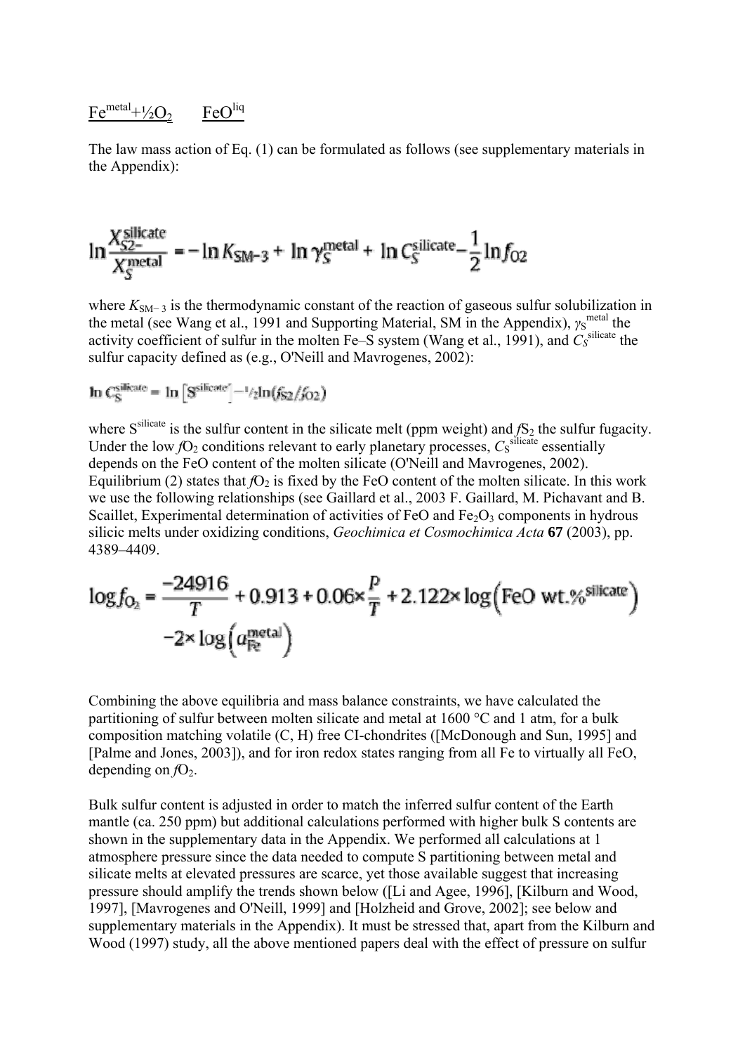$Fe^{metal}+½O_2 \quad FeO^{liq}$

The law mass action of Eq. (1) can be formulated as follows (see supplementary materials in the Appendix):

$$\ln \frac{X_{S2-}^{silicate}}{X_S^{metal}} = -\ln K_{SM-3} + \ln \gamma_S^{metal} + \ln C_S^{silicate} - \frac{1}{2}\ln f_{O2}$$

where $K_{SM-3}$ is the thermodynamic constant of the reaction of gaseous sulfur solubilization in the metal (see Wang et al., 1991 and Supporting Material, SM in the Appendix), $\gamma_S^{metal}$ the activity coefficient of sulfur in the molten Fe–S system (Wang et al., 1991), and $C_S^{silicate}$ the sulfur capacity defined as (e.g., O'Neill and Mavrogenes, 2002):

$$\ln C_S^{silicate} = \ln \left[S^{silicate}\right] - ½\ln(f_{S2}/f_{O2})$$

where $S^{silicate}$ is the sulfur content in the silicate melt (ppm weight) and $fS_2$ the sulfur fugacity. Under the low $fO_2$ conditions relevant to early planetary processes, $C_S^{silicate}$ essentially depends on the FeO content of the molten silicate (O'Neill and Mavrogenes, 2002). Equilibrium (2) states that $fO_2$ is fixed by the FeO content of the molten silicate. In this work we use the following relationships (see Gaillard et al., 2003 F. Gaillard, M. Pichavant and B. Scaillet, Experimental determination of activities of FeO and $Fe_2O_3$ components in hydrous silicic melts under oxidizing conditions, *Geochimica et Cosmochimica Acta* **67** (2003), pp. 4389–4409.

$$\log f_{O_2} = \frac{-24916}{T} + 0.913 + 0.06\times\frac{P}{T} + 2.122\times\log\left(\text{FeO wt.\%}^{silicate}\right) - 2\times\log\left(a_{Fe}^{metal}\right)$$

Combining the above equilibria and mass balance constraints, we have calculated the partitioning of sulfur between molten silicate and metal at 1600 °C and 1 atm, for a bulk composition matching volatile (C, H) free CI-chondrites ([McDonough and Sun, 1995] and [Palme and Jones, 2003]), and for iron redox states ranging from all Fe to virtually all FeO, depending on $fO_2$.

Bulk sulfur content is adjusted in order to match the inferred sulfur content of the Earth mantle (ca. 250 ppm) but additional calculations performed with higher bulk S contents are shown in the supplementary data in the Appendix. We performed all calculations at 1 atmosphere pressure since the data needed to compute S partitioning between metal and silicate melts at elevated pressures are scarce, yet those available suggest that increasing pressure should amplify the trends shown below ([Li and Agee, 1996], [Kilburn and Wood, 1997], [Mavrogenes and O'Neill, 1999] and [Holzheid and Grove, 2002]; see below and supplementary materials in the Appendix). It must be stressed that, apart from the Kilburn and Wood (1997) study, all the above mentioned papers deal with the effect of pressure on sulfur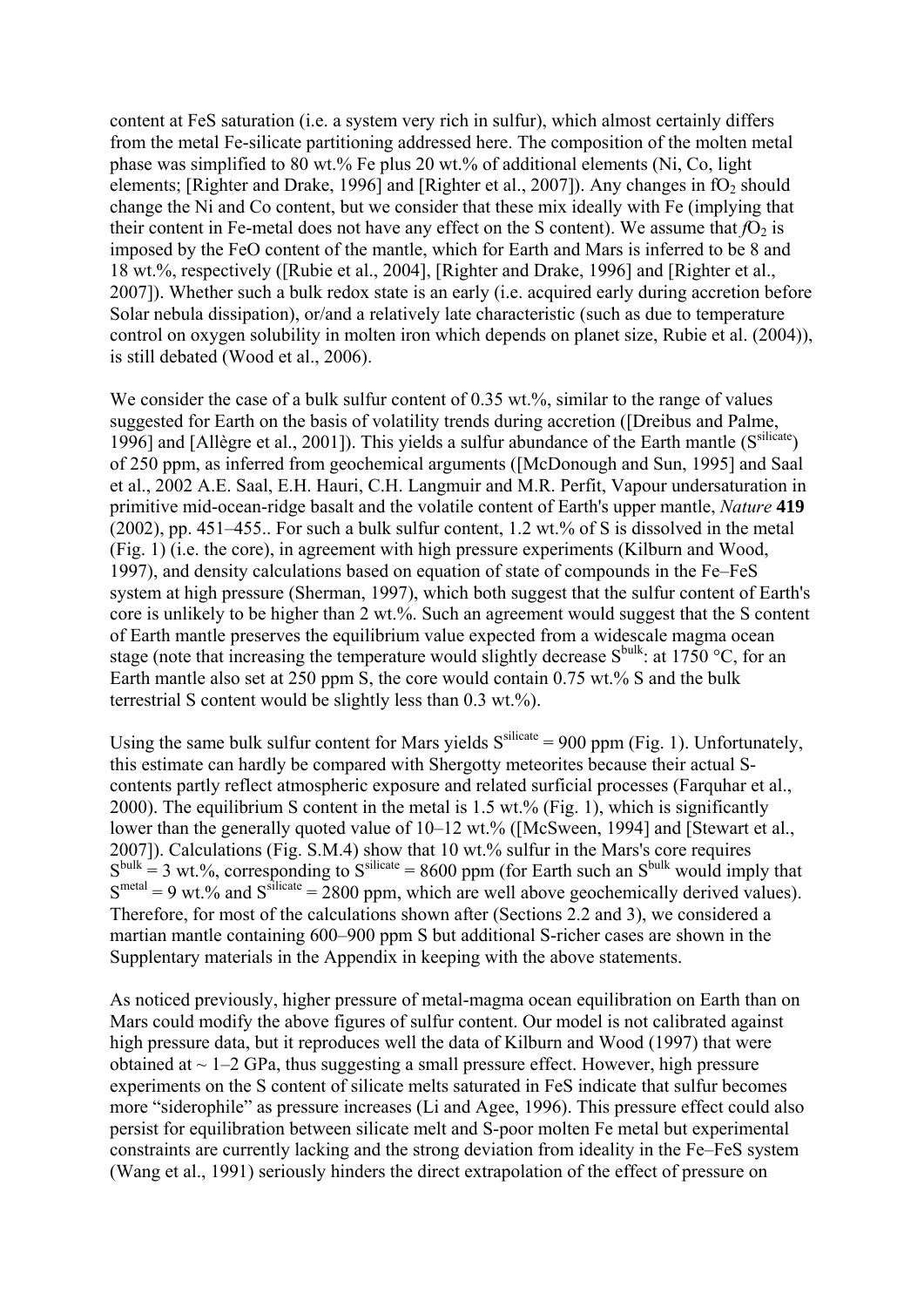content at FeS saturation (i.e. a system very rich in sulfur), which almost certainly differs from the metal Fe-silicate partitioning addressed here. The composition of the molten metal phase was simplified to 80 wt.% Fe plus 20 wt.% of additional elements (Ni, Co, light elements; [Righter and Drake, 1996] and [Righter et al., 2007]). Any changes in $fO_2$ should change the Ni and Co content, but we consider that these mix ideally with Fe (implying that their content in Fe-metal does not have any effect on the S content). We assume that $fO_2$ is imposed by the FeO content of the mantle, which for Earth and Mars is inferred to be 8 and 18 wt.%, respectively ([Rubie et al., 2004], [Righter and Drake, 1996] and [Righter et al., 2007]). Whether such a bulk redox state is an early (i.e. acquired early during accretion before Solar nebula dissipation), or/and a relatively late characteristic (such as due to temperature control on oxygen solubility in molten iron which depends on planet size, Rubie et al. (2004)), is still debated (Wood et al., 2006).

We consider the case of a bulk sulfur content of 0.35 wt.%, similar to the range of values suggested for Earth on the basis of volatility trends during accretion ([Dreibus and Palme, 1996] and [Allègre et al., 2001]). This yields a sulfur abundance of the Earth mantle ($S^{silicate}$) of 250 ppm, as inferred from geochemical arguments ([McDonough and Sun, 1995] and Saal et al., 2002 A.E. Saal, E.H. Hauri, C.H. Langmuir and M.R. Perfit, Vapour undersaturation in primitive mid-ocean-ridge basalt and the volatile content of Earth's upper mantle, *Nature* **419** (2002), pp. 451–455.. For such a bulk sulfur content, 1.2 wt.% of S is dissolved in the metal (Fig. 1) (i.e. the core), in agreement with high pressure experiments (Kilburn and Wood, 1997), and density calculations based on equation of state of compounds in the Fe–FeS system at high pressure (Sherman, 1997), which both suggest that the sulfur content of Earth's core is unlikely to be higher than 2 wt.%. Such an agreement would suggest that the S content of Earth mantle preserves the equilibrium value expected from a widescale magma ocean stage (note that increasing the temperature would slightly decrease $S^{bulk}$: at 1750 °C, for an Earth mantle also set at 250 ppm S, the core would contain 0.75 wt.% S and the bulk terrestrial S content would be slightly less than 0.3 wt.%).

Using the same bulk sulfur content for Mars yields $S^{silicate}$ = 900 ppm (Fig. 1). Unfortunately, this estimate can hardly be compared with Shergotty meteorites because their actual S-contents partly reflect atmospheric exposure and related surficial processes (Farquhar et al., 2000). The equilibrium S content in the metal is 1.5 wt.% (Fig. 1), which is significantly lower than the generally quoted value of 10–12 wt.% ([McSween, 1994] and [Stewart et al., 2007]). Calculations (Fig. S.M.4) show that 10 wt.% sulfur in the Mars's core requires $S^{bulk}$ = 3 wt.%, corresponding to $S^{silicate}$ = 8600 ppm (for Earth such an $S^{bulk}$ would imply that $S^{metal}$ = 9 wt.% and $S^{silicate}$ = 2800 ppm, which are well above geochemically derived values). Therefore, for most of the calculations shown after (Sections 2.2 and 3), we considered a martian mantle containing 600–900 ppm S but additional S-richer cases are shown in the Supplentary materials in the Appendix in keeping with the above statements.

As noticed previously, higher pressure of metal-magma ocean equilibration on Earth than on Mars could modify the above figures of sulfur content. Our model is not calibrated against high pressure data, but it reproduces well the data of Kilburn and Wood (1997) that were obtained at ~ 1–2 GPa, thus suggesting a small pressure effect. However, high pressure experiments on the S content of silicate melts saturated in FeS indicate that sulfur becomes more “siderophile” as pressure increases (Li and Agee, 1996). This pressure effect could also persist for equilibration between silicate melt and S-poor molten Fe metal but experimental constraints are currently lacking and the strong deviation from ideality in the Fe–FeS system (Wang et al., 1991) seriously hinders the direct extrapolation of the effect of pressure on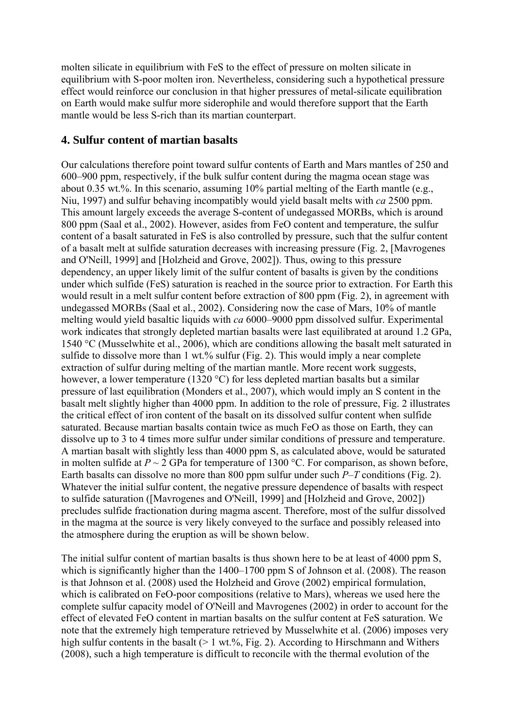molten silicate in equilibrium with FeS to the effect of pressure on molten silicate in equilibrium with S-poor molten iron. Nevertheless, considering such a hypothetical pressure effect would reinforce our conclusion in that higher pressures of metal-silicate equilibration on Earth would make sulfur more siderophile and would therefore support that the Earth mantle would be less S-rich than its martian counterpart.

## 4. Sulfur content of martian basalts

Our calculations therefore point toward sulfur contents of Earth and Mars mantles of 250 and 600–900 ppm, respectively, if the bulk sulfur content during the magma ocean stage was about 0.35 wt.%. In this scenario, assuming 10% partial melting of the Earth mantle (e.g., Niu, 1997) and sulfur behaving incompatibly would yield basalt melts with *ca* 2500 ppm. This amount largely exceeds the average S-content of undegassed MORBs, which is around 800 ppm (Saal et al., 2002). However, asides from FeO content and temperature, the sulfur content of a basalt saturated in FeS is also controlled by pressure, such that the sulfur content of a basalt melt at sulfide saturation decreases with increasing pressure (Fig. 2, [Mavrogenes and O'Neill, 1999] and [Holzheid and Grove, 2002]). Thus, owing to this pressure dependency, an upper likely limit of the sulfur content of basalts is given by the conditions under which sulfide (FeS) saturation is reached in the source prior to extraction. For Earth this would result in a melt sulfur content before extraction of 800 ppm (Fig. 2), in agreement with undegassed MORBs (Saal et al., 2002). Considering now the case of Mars, 10% of mantle melting would yield basaltic liquids with *ca* 6000–9000 ppm dissolved sulfur. Experimental work indicates that strongly depleted martian basalts were last equilibrated at around 1.2 GPa, 1540 °C (Musselwhite et al., 2006), which are conditions allowing the basalt melt saturated in sulfide to dissolve more than 1 wt.% sulfur (Fig. 2). This would imply a near complete extraction of sulfur during melting of the martian mantle. More recent work suggests, however, a lower temperature (1320 °C) for less depleted martian basalts but a similar pressure of last equilibration (Monders et al., 2007), which would imply an S content in the basalt melt slightly higher than 4000 ppm. In addition to the role of pressure, Fig. 2 illustrates the critical effect of iron content of the basalt on its dissolved sulfur content when sulfide saturated. Because martian basalts contain twice as much FeO as those on Earth, they can dissolve up to 3 to 4 times more sulfur under similar conditions of pressure and temperature. A martian basalt with slightly less than 4000 ppm S, as calculated above, would be saturated in molten sulfide at $P \sim 2$ GPa for temperature of 1300 °C. For comparison, as shown before, Earth basalts can dissolve no more than 800 ppm sulfur under such $P$–$T$ conditions (Fig. 2). Whatever the initial sulfur content, the negative pressure dependence of basalts with respect to sulfide saturation ([Mavrogenes and O'Neill, 1999] and [Holzheid and Grove, 2002]) precludes sulfide fractionation during magma ascent. Therefore, most of the sulfur dissolved in the magma at the source is very likely conveyed to the surface and possibly released into the atmosphere during the eruption as will be shown below.

The initial sulfur content of martian basalts is thus shown here to be at least of 4000 ppm S, which is significantly higher than the 1400–1700 ppm S of Johnson et al. (2008). The reason is that Johnson et al. (2008) used the Holzheid and Grove (2002) empirical formulation, which is calibrated on FeO-poor compositions (relative to Mars), whereas we used here the complete sulfur capacity model of O'Neill and Mavrogenes (2002) in order to account for the effect of elevated FeO content in martian basalts on the sulfur content at FeS saturation. We note that the extremely high temperature retrieved by Musselwhite et al. (2006) imposes very high sulfur contents in the basalt (> 1 wt.%, Fig. 2). According to Hirschmann and Withers (2008), such a high temperature is difficult to reconcile with the thermal evolution of the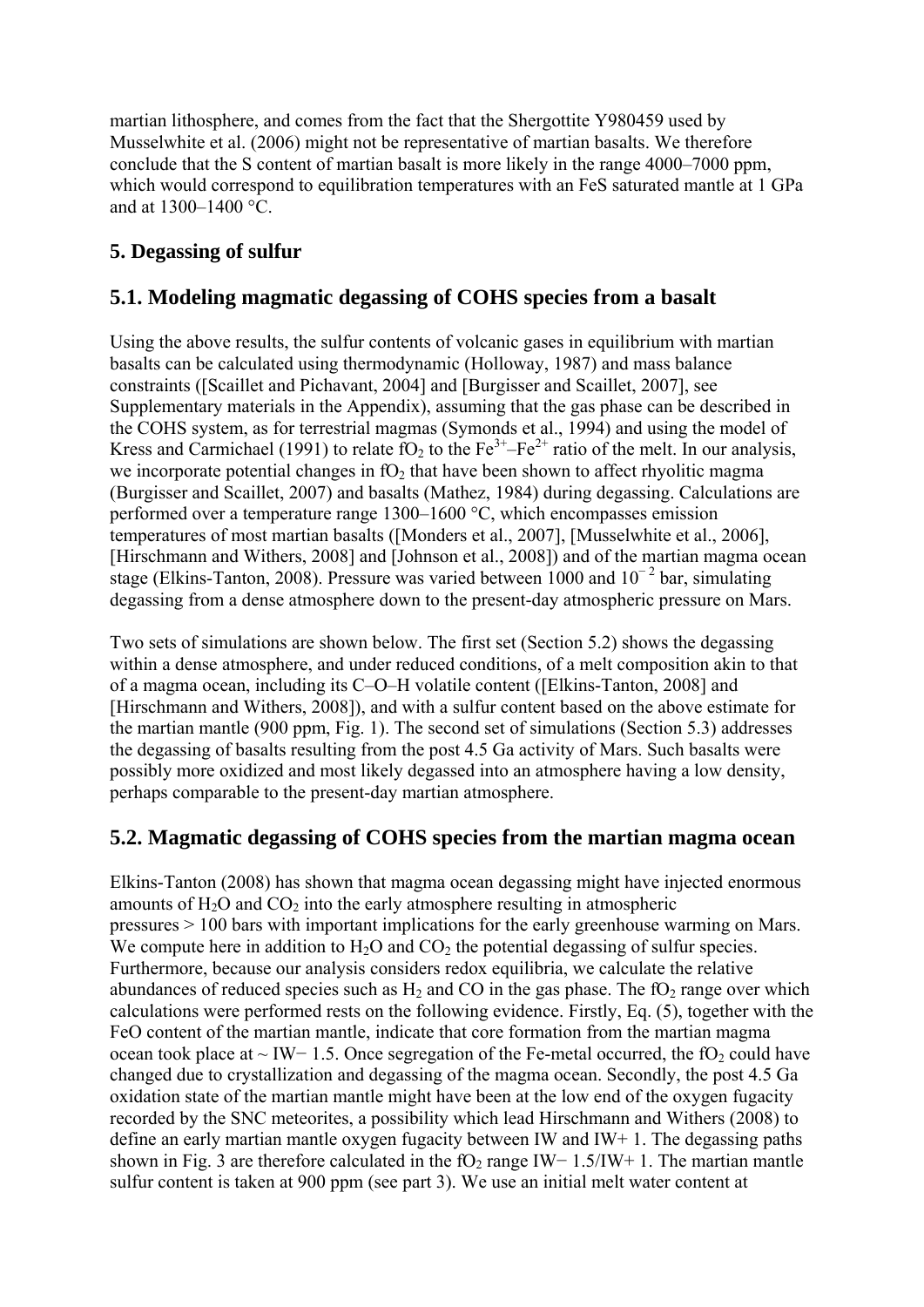martian lithosphere, and comes from the fact that the Shergottite Y980459 used by Musselwhite et al. (2006) might not be representative of martian basalts. We therefore conclude that the S content of martian basalt is more likely in the range 4000–7000 ppm, which would correspond to equilibration temperatures with an FeS saturated mantle at 1 GPa and at 1300–1400 °C.

## 5. Degassing of sulfur

## 5.1. Modeling magmatic degassing of COHS species from a basalt

Using the above results, the sulfur contents of volcanic gases in equilibrium with martian basalts can be calculated using thermodynamic (Holloway, 1987) and mass balance constraints ([Scaillet and Pichavant, 2004] and [Burgisser and Scaillet, 2007], see Supplementary materials in the Appendix), assuming that the gas phase can be described in the COHS system, as for terrestrial magmas (Symonds et al., 1994) and using the model of Kress and Carmichael (1991) to relate $fO_2$ to the $Fe^{3+}$–$Fe^{2+}$ ratio of the melt. In our analysis, we incorporate potential changes in $fO_2$ that have been shown to affect rhyolitic magma (Burgisser and Scaillet, 2007) and basalts (Mathez, 1984) during degassing. Calculations are performed over a temperature range 1300–1600 °C, which encompasses emission temperatures of most martian basalts ([Monders et al., 2007], [Musselwhite et al., 2006], [Hirschmann and Withers, 2008] and [Johnson et al., 2008]) and of the martian magma ocean stage (Elkins-Tanton, 2008). Pressure was varied between 1000 and $10^{-2}$ bar, simulating degassing from a dense atmosphere down to the present-day atmospheric pressure on Mars.

Two sets of simulations are shown below. The first set (Section 5.2) shows the degassing within a dense atmosphere, and under reduced conditions, of a melt composition akin to that of a magma ocean, including its C–O–H volatile content ([Elkins-Tanton, 2008] and [Hirschmann and Withers, 2008]), and with a sulfur content based on the above estimate for the martian mantle (900 ppm, Fig. 1). The second set of simulations (Section 5.3) addresses the degassing of basalts resulting from the post 4.5 Ga activity of Mars. Such basalts were possibly more oxidized and most likely degassed into an atmosphere having a low density, perhaps comparable to the present-day martian atmosphere.

## 5.2. Magmatic degassing of COHS species from the martian magma ocean

Elkins-Tanton (2008) has shown that magma ocean degassing might have injected enormous amounts of $H_2O$ and $CO_2$ into the early atmosphere resulting in atmospheric pressures > 100 bars with important implications for the early greenhouse warming on Mars. We compute here in addition to $H_2O$ and $CO_2$ the potential degassing of sulfur species. Furthermore, because our analysis considers redox equilibria, we calculate the relative abundances of reduced species such as $H_2$ and CO in the gas phase. The $fO_2$ range over which calculations were performed rests on the following evidence. Firstly, Eq. (5), together with the FeO content of the martian mantle, indicate that core formation from the martian magma ocean took place at ~ IW− 1.5. Once segregation of the Fe-metal occurred, the $fO_2$ could have changed due to crystallization and degassing of the magma ocean. Secondly, the post 4.5 Ga oxidation state of the martian mantle might have been at the low end of the oxygen fugacity recorded by the SNC meteorites, a possibility which lead Hirschmann and Withers (2008) to define an early martian mantle oxygen fugacity between IW and IW+ 1. The degassing paths shown in Fig. 3 are therefore calculated in the $fO_2$ range IW− 1.5/IW+ 1. The martian mantle sulfur content is taken at 900 ppm (see part 3). We use an initial melt water content at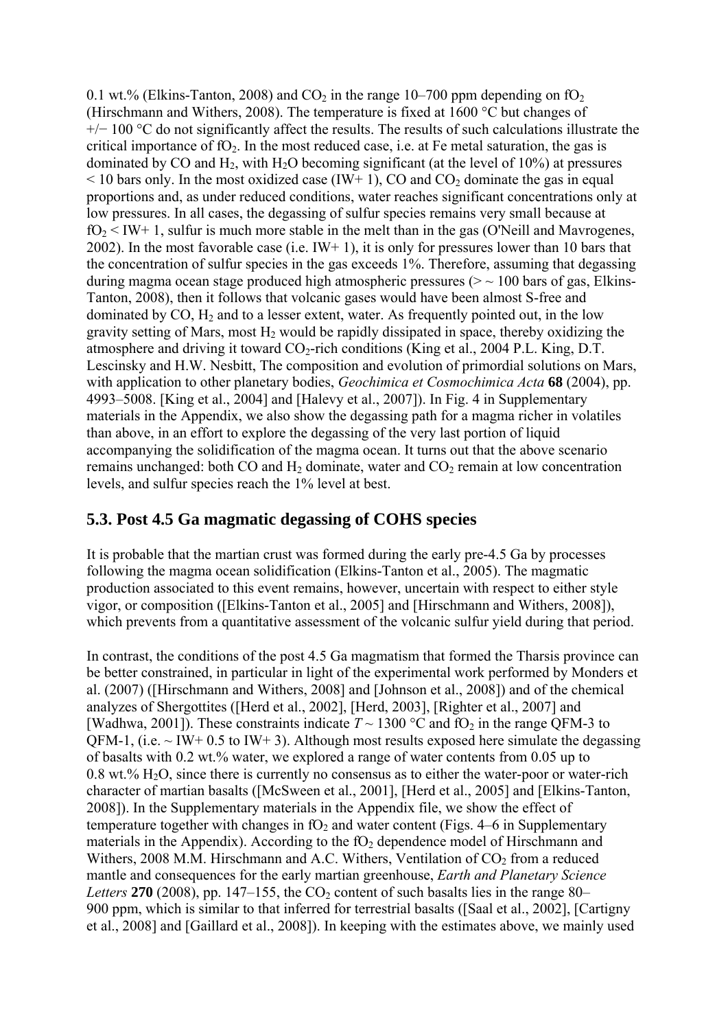0.1 wt.% (Elkins-Tanton, 2008) and $CO_2$ in the range 10–700 ppm depending on $fO_2$ (Hirschmann and Withers, 2008). The temperature is fixed at 1600 °C but changes of +/− 100 °C do not significantly affect the results. The results of such calculations illustrate the critical importance of $fO_2$. In the most reduced case, i.e. at Fe metal saturation, the gas is dominated by CO and $H_2$, with $H_2O$ becoming significant (at the level of 10%) at pressures < 10 bars only. In the most oxidized case (IW+ 1), CO and $CO_2$ dominate the gas in equal proportions and, as under reduced conditions, water reaches significant concentrations only at low pressures. In all cases, the degassing of sulfur species remains very small because at $fO_2$ < IW+ 1, sulfur is much more stable in the melt than in the gas (O'Neill and Mavrogenes, 2002). In the most favorable case (i.e. IW+ 1), it is only for pressures lower than 10 bars that the concentration of sulfur species in the gas exceeds 1%. Therefore, assuming that degassing during magma ocean stage produced high atmospheric pressures (> ~ 100 bars of gas, Elkins-Tanton, 2008), then it follows that volcanic gases would have been almost S-free and dominated by CO, $H_2$ and to a lesser extent, water. As frequently pointed out, in the low gravity setting of Mars, most $H_2$ would be rapidly dissipated in space, thereby oxidizing the atmosphere and driving it toward $CO_2$-rich conditions (King et al., 2004 P.L. King, D.T. Lescinsky and H.W. Nesbitt, The composition and evolution of primordial solutions on Mars, with application to other planetary bodies, *Geochimica et Cosmochimica Acta* **68** (2004), pp. 4993–5008. [King et al., 2004] and [Halevy et al., 2007]). In Fig. 4 in Supplementary materials in the Appendix, we also show the degassing path for a magma richer in volatiles than above, in an effort to explore the degassing of the very last portion of liquid accompanying the solidification of the magma ocean. It turns out that the above scenario remains unchanged: both CO and $H_2$ dominate, water and $CO_2$ remain at low concentration levels, and sulfur species reach the 1% level at best.

## 5.3. Post 4.5 Ga magmatic degassing of COHS species

It is probable that the martian crust was formed during the early pre-4.5 Ga by processes following the magma ocean solidification (Elkins-Tanton et al., 2005). The magmatic production associated to this event remains, however, uncertain with respect to either style vigor, or composition ([Elkins-Tanton et al., 2005] and [Hirschmann and Withers, 2008]), which prevents from a quantitative assessment of the volcanic sulfur yield during that period.

In contrast, the conditions of the post 4.5 Ga magmatism that formed the Tharsis province can be better constrained, in particular in light of the experimental work performed by Monders et al. (2007) ([Hirschmann and Withers, 2008] and [Johnson et al., 2008]) and of the chemical analyzes of Shergottites ([Herd et al., 2002], [Herd, 2003], [Righter et al., 2007] and [Wadhwa, 2001]). These constraints indicate $T \sim 1300$ °C and $fO_2$ in the range QFM-3 to QFM-1, (i.e. ~ IW+ 0.5 to IW+ 3). Although most results exposed here simulate the degassing of basalts with 0.2 wt.% water, we explored a range of water contents from 0.05 up to 0.8 wt.% $H_2O$, since there is currently no consensus as to either the water-poor or water-rich character of martian basalts ([McSween et al., 2001], [Herd et al., 2005] and [Elkins-Tanton, 2008]). In the Supplementary materials in the Appendix file, we show the effect of temperature together with changes in $fO_2$ and water content (Figs. 4–6 in Supplementary materials in the Appendix). According to the $fO_2$ dependence model of Hirschmann and Withers, 2008 M.M. Hirschmann and A.C. Withers, Ventilation of $CO_2$ from a reduced mantle and consequences for the early martian greenhouse, *Earth and Planetary Science Letters* **270** (2008), pp. 147–155, the $CO_2$ content of such basalts lies in the range 80–900 ppm, which is similar to that inferred for terrestrial basalts ([Saal et al., 2002], [Cartigny et al., 2008] and [Gaillard et al., 2008]). In keeping with the estimates above, we mainly used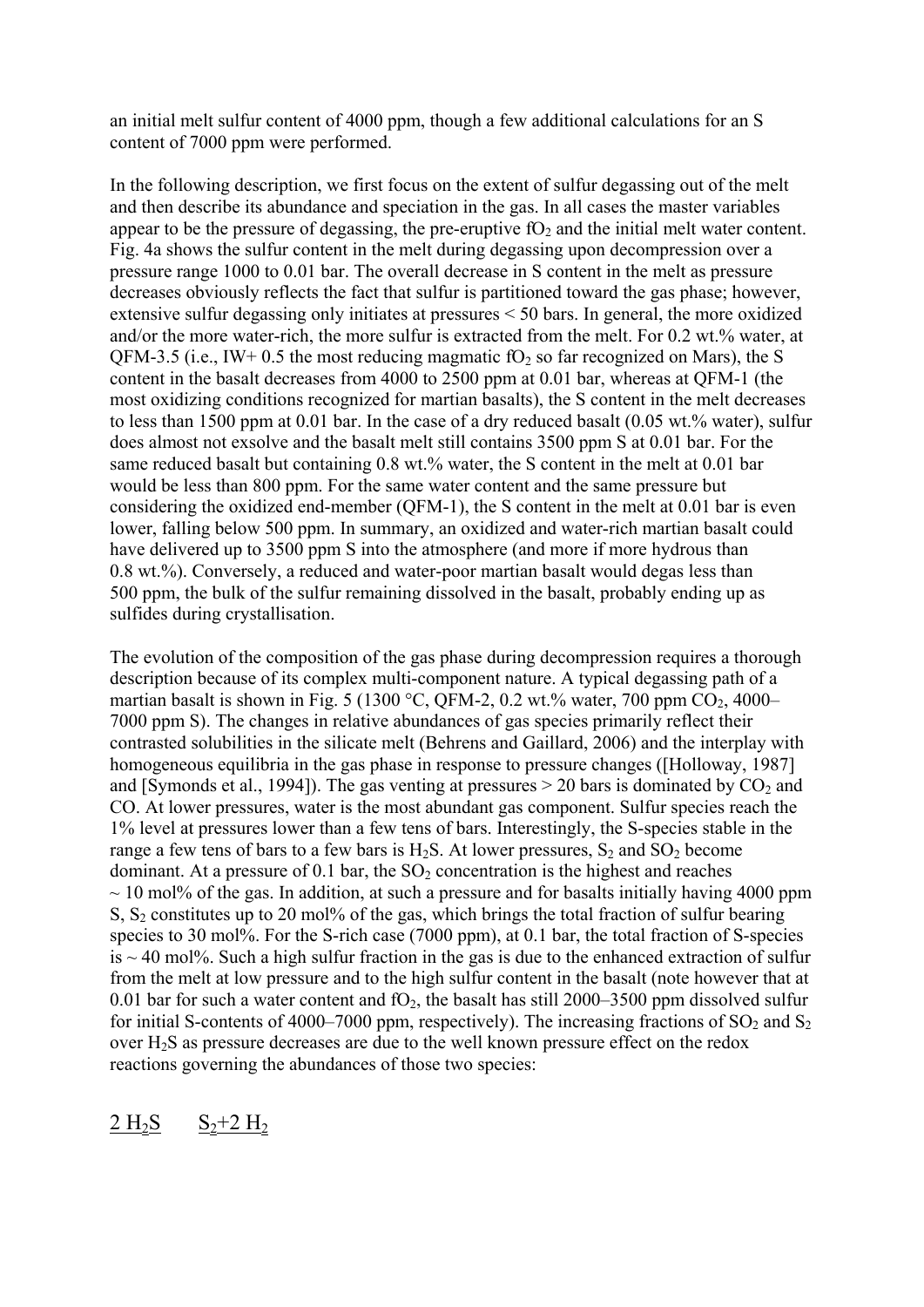an initial melt sulfur content of 4000 ppm, though a few additional calculations for an S content of 7000 ppm were performed.

In the following description, we first focus on the extent of sulfur degassing out of the melt and then describe its abundance and speciation in the gas. In all cases the master variables appear to be the pressure of degassing, the pre-eruptive $fO_2$ and the initial melt water content. Fig. 4a shows the sulfur content in the melt during degassing upon decompression over a pressure range 1000 to 0.01 bar. The overall decrease in S content in the melt as pressure decreases obviously reflects the fact that sulfur is partitioned toward the gas phase; however, extensive sulfur degassing only initiates at pressures < 50 bars. In general, the more oxidized and/or the more water-rich, the more sulfur is extracted from the melt. For 0.2 wt.% water, at QFM-3.5 (i.e., IW+ 0.5 the most reducing magmatic $fO_2$ so far recognized on Mars), the S content in the basalt decreases from 4000 to 2500 ppm at 0.01 bar, whereas at QFM-1 (the most oxidizing conditions recognized for martian basalts), the S content in the melt decreases to less than 1500 ppm at 0.01 bar. In the case of a dry reduced basalt (0.05 wt.% water), sulfur does almost not exsolve and the basalt melt still contains 3500 ppm S at 0.01 bar. For the same reduced basalt but containing 0.8 wt.% water, the S content in the melt at 0.01 bar would be less than 800 ppm. For the same water content and the same pressure but considering the oxidized end-member (QFM-1), the S content in the melt at 0.01 bar is even lower, falling below 500 ppm. In summary, an oxidized and water-rich martian basalt could have delivered up to 3500 ppm S into the atmosphere (and more if more hydrous than 0.8 wt.%). Conversely, a reduced and water-poor martian basalt would degas less than 500 ppm, the bulk of the sulfur remaining dissolved in the basalt, probably ending up as sulfides during crystallisation.

The evolution of the composition of the gas phase during decompression requires a thorough description because of its complex multi-component nature. A typical degassing path of a martian basalt is shown in Fig. 5 (1300 °C, QFM-2, 0.2 wt.% water, 700 ppm $CO_2$, 4000–7000 ppm S). The changes in relative abundances of gas species primarily reflect their contrasted solubilities in the silicate melt (Behrens and Gaillard, 2006) and the interplay with homogeneous equilibria in the gas phase in response to pressure changes ([Holloway, 1987] and [Symonds et al., 1994]). The gas venting at pressures > 20 bars is dominated by $CO_2$ and CO. At lower pressures, water is the most abundant gas component. Sulfur species reach the 1% level at pressures lower than a few tens of bars. Interestingly, the S-species stable in the range a few tens of bars to a few bars is $H_2S$. At lower pressures, $S_2$ and $SO_2$ become dominant. At a pressure of 0.1 bar, the $SO_2$ concentration is the highest and reaches ~ 10 mol% of the gas. In addition, at such a pressure and for basalts initially having 4000 ppm S, $S_2$ constitutes up to 20 mol% of the gas, which brings the total fraction of sulfur bearing species to 30 mol%. For the S-rich case (7000 ppm), at 0.1 bar, the total fraction of S-species is ~ 40 mol%. Such a high sulfur fraction in the gas is due to the enhanced extraction of sulfur from the melt at low pressure and to the high sulfur content in the basalt (note however that at 0.01 bar for such a water content and $fO_2$, the basalt has still 2000–3500 ppm dissolved sulfur for initial S-contents of 4000–7000 ppm, respectively). The increasing fractions of $SO_2$ and $S_2$ over $H_2S$ as pressure decreases are due to the well known pressure effect on the redox reactions governing the abundances of those two species:

$$2\,H_2S \quad S_2 + 2\,H_2$$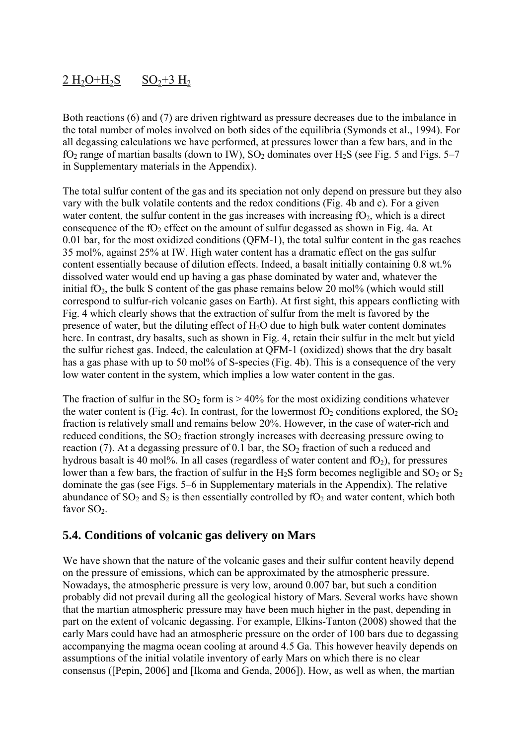$2\ H_2O + H_2S \quad SO_2 + 3\ H_2$

Both reactions (6) and (7) are driven rightward as pressure decreases due to the imbalance in the total number of moles involved on both sides of the equilibria (Symonds et al., 1994). For all degassing calculations we have performed, at pressures lower than a few bars, and in the $fO_2$ range of martian basalts (down to IW), $SO_2$ dominates over $H_2S$ (see Fig. 5 and Figs. 5–7 in Supplementary materials in the Appendix).

The total sulfur content of the gas and its speciation not only depend on pressure but they also vary with the bulk volatile contents and the redox conditions (Fig. 4b and c). For a given water content, the sulfur content in the gas increases with increasing $fO_2$, which is a direct consequence of the $fO_2$ effect on the amount of sulfur degassed as shown in Fig. 4a. At 0.01 bar, for the most oxidized conditions (QFM-1), the total sulfur content in the gas reaches 35 mol%, against 25% at IW. High water content has a dramatic effect on the gas sulfur content essentially because of dilution effects. Indeed, a basalt initially containing 0.8 wt.% dissolved water would end up having a gas phase dominated by water and, whatever the initial $fO_2$, the bulk S content of the gas phase remains below 20 mol% (which would still correspond to sulfur-rich volcanic gases on Earth). At first sight, this appears conflicting with Fig. 4 which clearly shows that the extraction of sulfur from the melt is favored by the presence of water, but the diluting effect of $H_2O$ due to high bulk water content dominates here. In contrast, dry basalts, such as shown in Fig. 4, retain their sulfur in the melt but yield the sulfur richest gas. Indeed, the calculation at QFM-1 (oxidized) shows that the dry basalt has a gas phase with up to 50 mol% of S-species (Fig. 4b). This is a consequence of the very low water content in the system, which implies a low water content in the gas.

The fraction of sulfur in the $SO_2$ form is > 40% for the most oxidizing conditions whatever the water content is (Fig. 4c). In contrast, for the lowermost $fO_2$ conditions explored, the $SO_2$ fraction is relatively small and remains below 20%. However, in the case of water-rich and reduced conditions, the $SO_2$ fraction strongly increases with decreasing pressure owing to reaction (7). At a degassing pressure of 0.1 bar, the $SO_2$ fraction of such a reduced and hydrous basalt is 40 mol%. In all cases (regardless of water content and $fO_2$), for pressures lower than a few bars, the fraction of sulfur in the $H_2S$ form becomes negligible and $SO_2$ or $S_2$ dominate the gas (see Figs. 5–6 in Supplementary materials in the Appendix). The relative abundance of $SO_2$ and $S_2$ is then essentially controlled by $fO_2$ and water content, which both favor $SO_2$.

## 5.4. Conditions of volcanic gas delivery on Mars

We have shown that the nature of the volcanic gases and their sulfur content heavily depend on the pressure of emissions, which can be approximated by the atmospheric pressure. Nowadays, the atmospheric pressure is very low, around 0.007 bar, but such a condition probably did not prevail during all the geological history of Mars. Several works have shown that the martian atmospheric pressure may have been much higher in the past, depending in part on the extent of volcanic degassing. For example, Elkins-Tanton (2008) showed that the early Mars could have had an atmospheric pressure on the order of 100 bars due to degassing accompanying the magma ocean cooling at around 4.5 Ga. This however heavily depends on assumptions of the initial volatile inventory of early Mars on which there is no clear consensus ([Pepin, 2006] and [Ikoma and Genda, 2006]). How, as well as when, the martian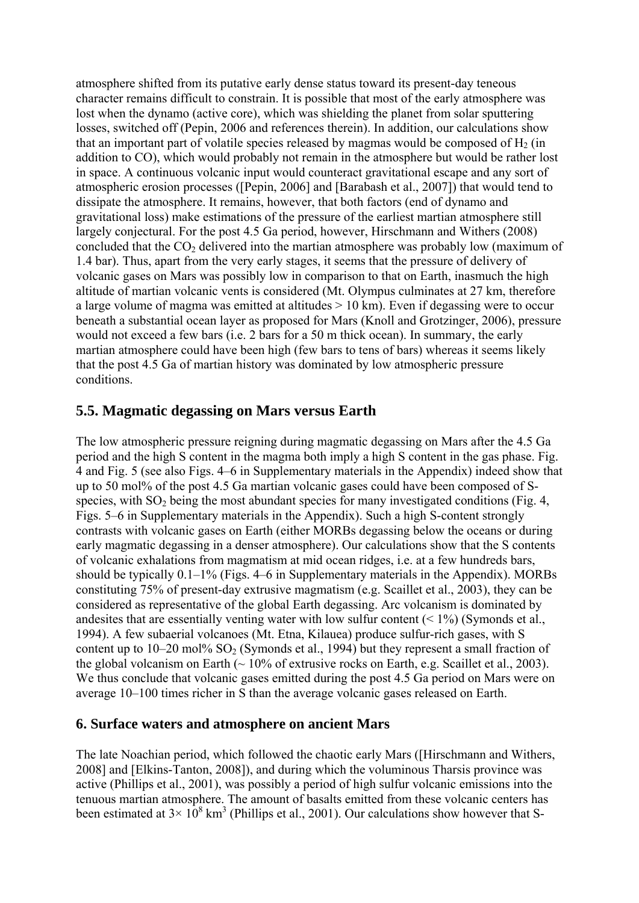atmosphere shifted from its putative early dense status toward its present-day teneous character remains difficult to constrain. It is possible that most of the early atmosphere was lost when the dynamo (active core), which was shielding the planet from solar sputtering losses, switched off (Pepin, 2006 and references therein). In addition, our calculations show that an important part of volatile species released by magmas would be composed of $H_2$ (in addition to CO), which would probably not remain in the atmosphere but would be rather lost in space. A continuous volcanic input would counteract gravitational escape and any sort of atmospheric erosion processes ([Pepin, 2006] and [Barabash et al., 2007]) that would tend to dissipate the atmosphere. It remains, however, that both factors (end of dynamo and gravitational loss) make estimations of the pressure of the earliest martian atmosphere still largely conjectural. For the post 4.5 Ga period, however, Hirschmann and Withers (2008) concluded that the $CO_2$ delivered into the martian atmosphere was probably low (maximum of 1.4 bar). Thus, apart from the very early stages, it seems that the pressure of delivery of volcanic gases on Mars was possibly low in comparison to that on Earth, inasmuch the high altitude of martian volcanic vents is considered (Mt. Olympus culminates at 27 km, therefore a large volume of magma was emitted at altitudes > 10 km). Even if degassing were to occur beneath a substantial ocean layer as proposed for Mars (Knoll and Grotzinger, 2006), pressure would not exceed a few bars (i.e. 2 bars for a 50 m thick ocean). In summary, the early martian atmosphere could have been high (few bars to tens of bars) whereas it seems likely that the post 4.5 Ga of martian history was dominated by low atmospheric pressure conditions.

## 5.5. Magmatic degassing on Mars versus Earth

The low atmospheric pressure reigning during magmatic degassing on Mars after the 4.5 Ga period and the high S content in the magma both imply a high S content in the gas phase. Fig. 4 and Fig. 5 (see also Figs. 4–6 in Supplementary materials in the Appendix) indeed show that up to 50 mol% of the post 4.5 Ga martian volcanic gases could have been composed of S-species, with $SO_2$ being the most abundant species for many investigated conditions (Fig. 4, Figs. 5–6 in Supplementary materials in the Appendix). Such a high S-content strongly contrasts with volcanic gases on Earth (either MORBs degassing below the oceans or during early magmatic degassing in a denser atmosphere). Our calculations show that the S contents of volcanic exhalations from magmatism at mid ocean ridges, i.e. at a few hundreds bars, should be typically 0.1–1% (Figs. 4–6 in Supplementary materials in the Appendix). MORBs constituting 75% of present-day extrusive magmatism (e.g. Scaillet et al., 2003), they can be considered as representative of the global Earth degassing. Arc volcanism is dominated by andesites that are essentially venting water with low sulfur content (< 1%) (Symonds et al., 1994). A few subaerial volcanoes (Mt. Etna, Kilauea) produce sulfur-rich gases, with S content up to 10–20 mol% $SO_2$ (Symonds et al., 1994) but they represent a small fraction of the global volcanism on Earth (~ 10% of extrusive rocks on Earth, e.g. Scaillet et al., 2003). We thus conclude that volcanic gases emitted during the post 4.5 Ga period on Mars were on average 10–100 times richer in S than the average volcanic gases released on Earth.

## 6. Surface waters and atmosphere on ancient Mars

The late Noachian period, which followed the chaotic early Mars ([Hirschmann and Withers, 2008] and [Elkins-Tanton, 2008]), and during which the voluminous Tharsis province was active (Phillips et al., 2001), was possibly a period of high sulfur volcanic emissions into the tenuous martian atmosphere. The amount of basalts emitted from these volcanic centers has been estimated at $3\times 10^8$ km$^3$ (Phillips et al., 2001). Our calculations show however that S-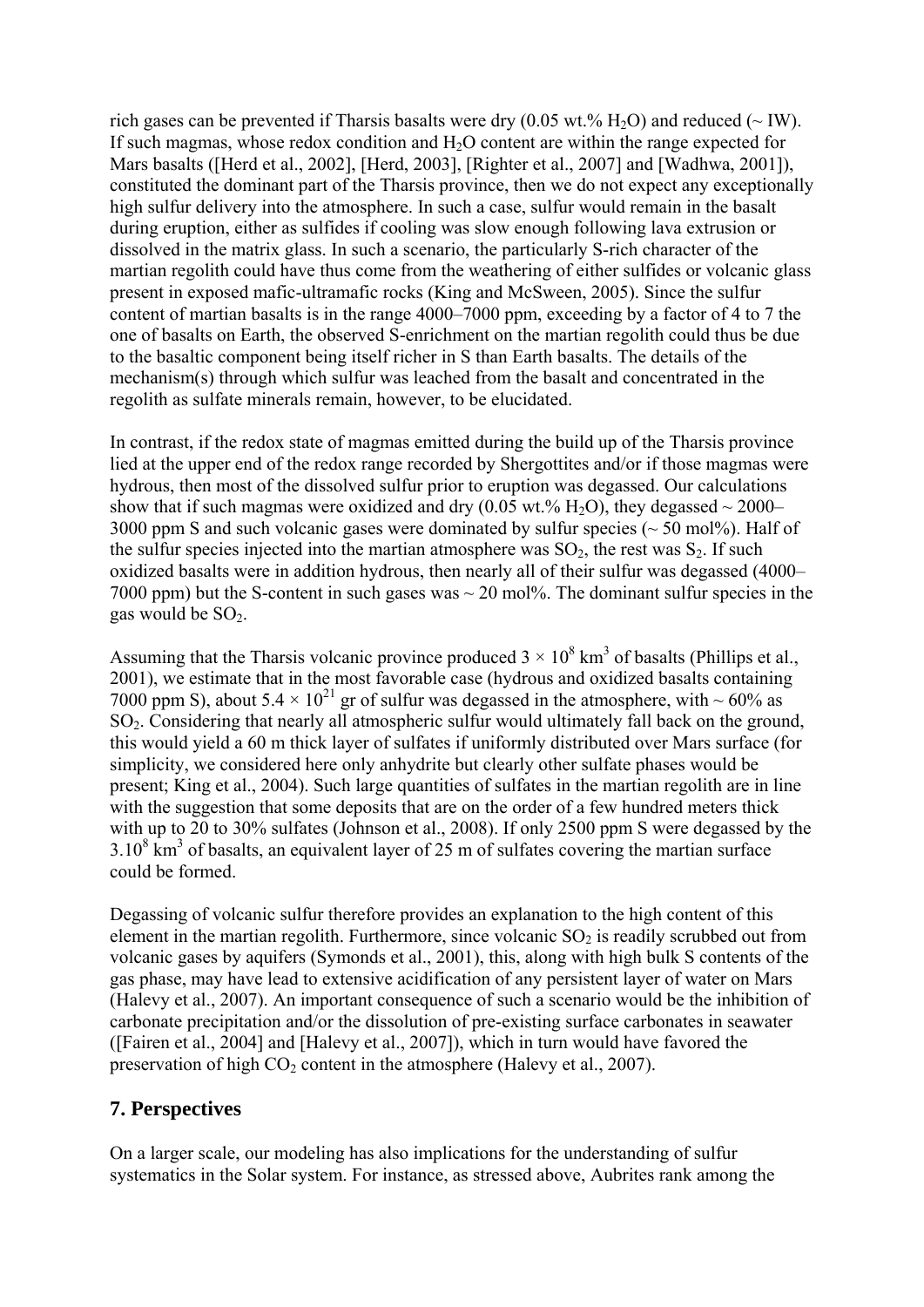rich gases can be prevented if Tharsis basalts were dry (0.05 wt.% $H_2O$) and reduced (~ IW). If such magmas, whose redox condition and $H_2O$ content are within the range expected for Mars basalts ([Herd et al., 2002], [Herd, 2003], [Righter et al., 2007] and [Wadhwa, 2001]), constituted the dominant part of the Tharsis province, then we do not expect any exceptionally high sulfur delivery into the atmosphere. In such a case, sulfur would remain in the basalt during eruption, either as sulfides if cooling was slow enough following lava extrusion or dissolved in the matrix glass. In such a scenario, the particularly S-rich character of the martian regolith could have thus come from the weathering of either sulfides or volcanic glass present in exposed mafic-ultramafic rocks (King and McSween, 2005). Since the sulfur content of martian basalts is in the range 4000–7000 ppm, exceeding by a factor of 4 to 7 the one of basalts on Earth, the observed S-enrichment on the martian regolith could thus be due to the basaltic component being itself richer in S than Earth basalts. The details of the mechanism(s) through which sulfur was leached from the basalt and concentrated in the regolith as sulfate minerals remain, however, to be elucidated.

In contrast, if the redox state of magmas emitted during the build up of the Tharsis province lied at the upper end of the redox range recorded by Shergottites and/or if those magmas were hydrous, then most of the dissolved sulfur prior to eruption was degassed. Our calculations show that if such magmas were oxidized and dry (0.05 wt.% $H_2O$), they degassed ~ 2000–3000 ppm S and such volcanic gases were dominated by sulfur species (~ 50 mol%). Half of the sulfur species injected into the martian atmosphere was $SO_2$, the rest was $S_2$. If such oxidized basalts were in addition hydrous, then nearly all of their sulfur was degassed (4000–7000 ppm) but the S-content in such gases was ~ 20 mol%. The dominant sulfur species in the gas would be $SO_2$.

Assuming that the Tharsis volcanic province produced $3 \times 10^8$ km$^3$ of basalts (Phillips et al., 2001), we estimate that in the most favorable case (hydrous and oxidized basalts containing 7000 ppm S), about $5.4 \times 10^{21}$ gr of sulfur was degassed in the atmosphere, with ~ 60% as $SO_2$. Considering that nearly all atmospheric sulfur would ultimately fall back on the ground, this would yield a 60 m thick layer of sulfates if uniformly distributed over Mars surface (for simplicity, we considered here only anhydrite but clearly other sulfate phases would be present; King et al., 2004). Such large quantities of sulfates in the martian regolith are in line with the suggestion that some deposits that are on the order of a few hundred meters thick with up to 20 to 30% sulfates (Johnson et al., 2008). If only 2500 ppm S were degassed by the $3.10^8$ km$^3$ of basalts, an equivalent layer of 25 m of sulfates covering the martian surface could be formed.

Degassing of volcanic sulfur therefore provides an explanation to the high content of this element in the martian regolith. Furthermore, since volcanic $SO_2$ is readily scrubbed out from volcanic gases by aquifers (Symonds et al., 2001), this, along with high bulk S contents of the gas phase, may have lead to extensive acidification of any persistent layer of water on Mars (Halevy et al., 2007). An important consequence of such a scenario would be the inhibition of carbonate precipitation and/or the dissolution of pre-existing surface carbonates in seawater ([Fairen et al., 2004] and [Halevy et al., 2007]), which in turn would have favored the preservation of high $CO_2$ content in the atmosphere (Halevy et al., 2007).

## 7. Perspectives

On a larger scale, our modeling has also implications for the understanding of sulfur systematics in the Solar system. For instance, as stressed above, Aubrites rank among the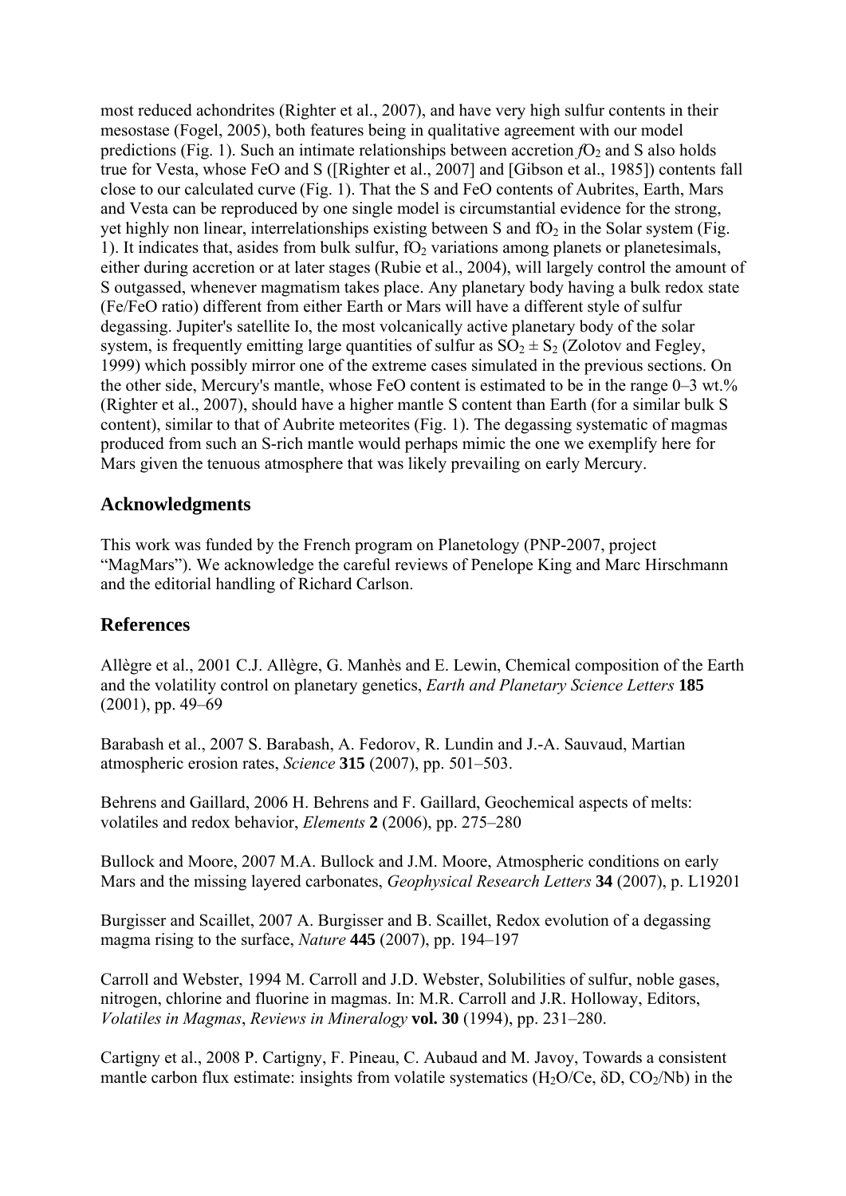most reduced achondrites (Righter et al., 2007), and have very high sulfur contents in their mesostase (Fogel, 2005), both features being in qualitative agreement with our model predictions (Fig. 1). Such an intimate relationships between accretion $fO_2$ and S also holds true for Vesta, whose FeO and S ([Righter et al., 2007] and [Gibson et al., 1985]) contents fall close to our calculated curve (Fig. 1). That the S and FeO contents of Aubrites, Earth, Mars and Vesta can be reproduced by one single model is circumstantial evidence for the strong, yet highly non linear, interrelationships existing between S and $fO_2$ in the Solar system (Fig. 1). It indicates that, asides from bulk sulfur, $fO_2$ variations among planets or planetesimals, either during accretion or at later stages (Rubie et al., 2004), will largely control the amount of S outgassed, whenever magmatism takes place. Any planetary body having a bulk redox state (Fe/FeO ratio) different from either Earth or Mars will have a different style of sulfur degassing. Jupiter's satellite Io, the most volcanically active planetary body of the solar system, is frequently emitting large quantities of sulfur as $SO_2 \pm S_2$ (Zolotov and Fegley, 1999) which possibly mirror one of the extreme cases simulated in the previous sections. On the other side, Mercury's mantle, whose FeO content is estimated to be in the range 0–3 wt.% (Righter et al., 2007), should have a higher mantle S content than Earth (for a similar bulk S content), similar to that of Aubrite meteorites (Fig. 1). The degassing systematic of magmas produced from such an S-rich mantle would perhaps mimic the one we exemplify here for Mars given the tenuous atmosphere that was likely prevailing on early Mercury.

## Acknowledgments

This work was funded by the French program on Planetology (PNP-2007, project "MagMars"). We acknowledge the careful reviews of Penelope King and Marc Hirschmann and the editorial handling of Richard Carlson.

## References

Allègre et al., 2001 C.J. Allègre, G. Manhès and E. Lewin, Chemical composition of the Earth and the volatility control on planetary genetics, *Earth and Planetary Science Letters* **185** (2001), pp. 49–69

Barabash et al., 2007 S. Barabash, A. Fedorov, R. Lundin and J.-A. Sauvaud, Martian atmospheric erosion rates, *Science* **315** (2007), pp. 501–503.

Behrens and Gaillard, 2006 H. Behrens and F. Gaillard, Geochemical aspects of melts: volatiles and redox behavior, *Elements* **2** (2006), pp. 275–280

Bullock and Moore, 2007 M.A. Bullock and J.M. Moore, Atmospheric conditions on early Mars and the missing layered carbonates, *Geophysical Research Letters* **34** (2007), p. L19201

Burgisser and Scaillet, 2007 A. Burgisser and B. Scaillet, Redox evolution of a degassing magma rising to the surface, *Nature* **445** (2007), pp. 194–197

Carroll and Webster, 1994 M. Carroll and J.D. Webster, Solubilities of sulfur, noble gases, nitrogen, chlorine and fluorine in magmas. In: M.R. Carroll and J.R. Holloway, Editors, *Volatiles in Magmas*, *Reviews in Mineralogy* **vol. 30** (1994), pp. 231–280.

Cartigny et al., 2008 P. Cartigny, F. Pineau, C. Aubaud and M. Javoy, Towards a consistent mantle carbon flux estimate: insights from volatile systematics ($H_2O$/Ce, δD, $CO_2$/Nb) in the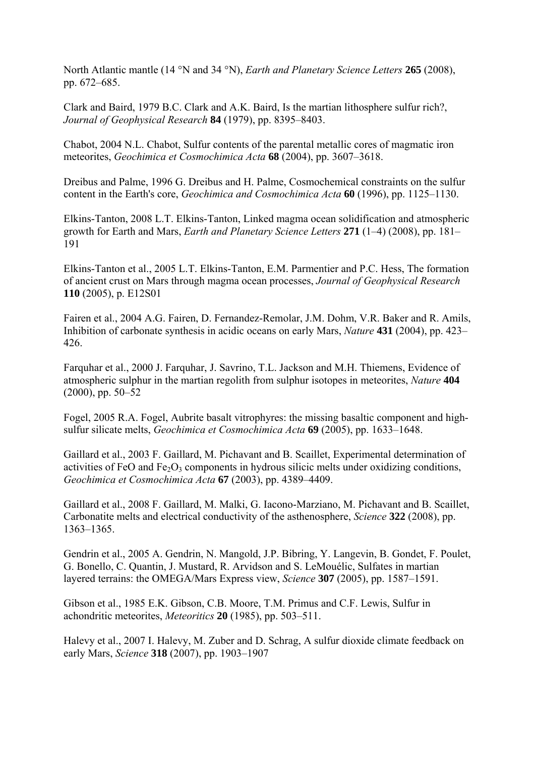North Atlantic mantle (14 °N and 34 °N), *Earth and Planetary Science Letters* **265** (2008), pp. 672–685.

Clark and Baird, 1979 B.C. Clark and A.K. Baird, Is the martian lithosphere sulfur rich?, *Journal of Geophysical Research* **84** (1979), pp. 8395–8403.

Chabot, 2004 N.L. Chabot, Sulfur contents of the parental metallic cores of magmatic iron meteorites, *Geochimica et Cosmochimica Acta* **68** (2004), pp. 3607–3618.

Dreibus and Palme, 1996 G. Dreibus and H. Palme, Cosmochemical constraints on the sulfur content in the Earth's core, *Geochimica and Cosmochimica Acta* **60** (1996), pp. 1125–1130.

Elkins-Tanton, 2008 L.T. Elkins-Tanton, Linked magma ocean solidification and atmospheric growth for Earth and Mars, *Earth and Planetary Science Letters* **271** (1–4) (2008), pp. 181–191

Elkins-Tanton et al., 2005 L.T. Elkins-Tanton, E.M. Parmentier and P.C. Hess, The formation of ancient crust on Mars through magma ocean processes, *Journal of Geophysical Research* **110** (2005), p. E12S01

Fairen et al., 2004 A.G. Fairen, D. Fernandez-Remolar, J.M. Dohm, V.R. Baker and R. Amils, Inhibition of carbonate synthesis in acidic oceans on early Mars, *Nature* **431** (2004), pp. 423–426.

Farquhar et al., 2000 J. Farquhar, J. Savrino, T.L. Jackson and M.H. Thiemens, Evidence of atmospheric sulphur in the martian regolith from sulphur isotopes in meteorites, *Nature* **404** (2000), pp. 50–52

Fogel, 2005 R.A. Fogel, Aubrite basalt vitrophyres: the missing basaltic component and high-sulfur silicate melts, *Geochimica et Cosmochimica Acta* **69** (2005), pp. 1633–1648.

Gaillard et al., 2003 F. Gaillard, M. Pichavant and B. Scaillet, Experimental determination of activities of FeO and $Fe_2O_3$ components in hydrous silicic melts under oxidizing conditions, *Geochimica et Cosmochimica Acta* **67** (2003), pp. 4389–4409.

Gaillard et al., 2008 F. Gaillard, M. Malki, G. Iacono-Marziano, M. Pichavant and B. Scaillet, Carbonatite melts and electrical conductivity of the asthenosphere, *Science* **322** (2008), pp. 1363–1365.

Gendrin et al., 2005 A. Gendrin, N. Mangold, J.P. Bibring, Y. Langevin, B. Gondet, F. Poulet, G. Bonello, C. Quantin, J. Mustard, R. Arvidson and S. LeMouélic, Sulfates in martian layered terrains: the OMEGA/Mars Express view, *Science* **307** (2005), pp. 1587–1591.

Gibson et al., 1985 E.K. Gibson, C.B. Moore, T.M. Primus and C.F. Lewis, Sulfur in achondritic meteorites, *Meteoritics* **20** (1985), pp. 503–511.

Halevy et al., 2007 I. Halevy, M. Zuber and D. Schrag, A sulfur dioxide climate feedback on early Mars, *Science* **318** (2007), pp. 1903–1907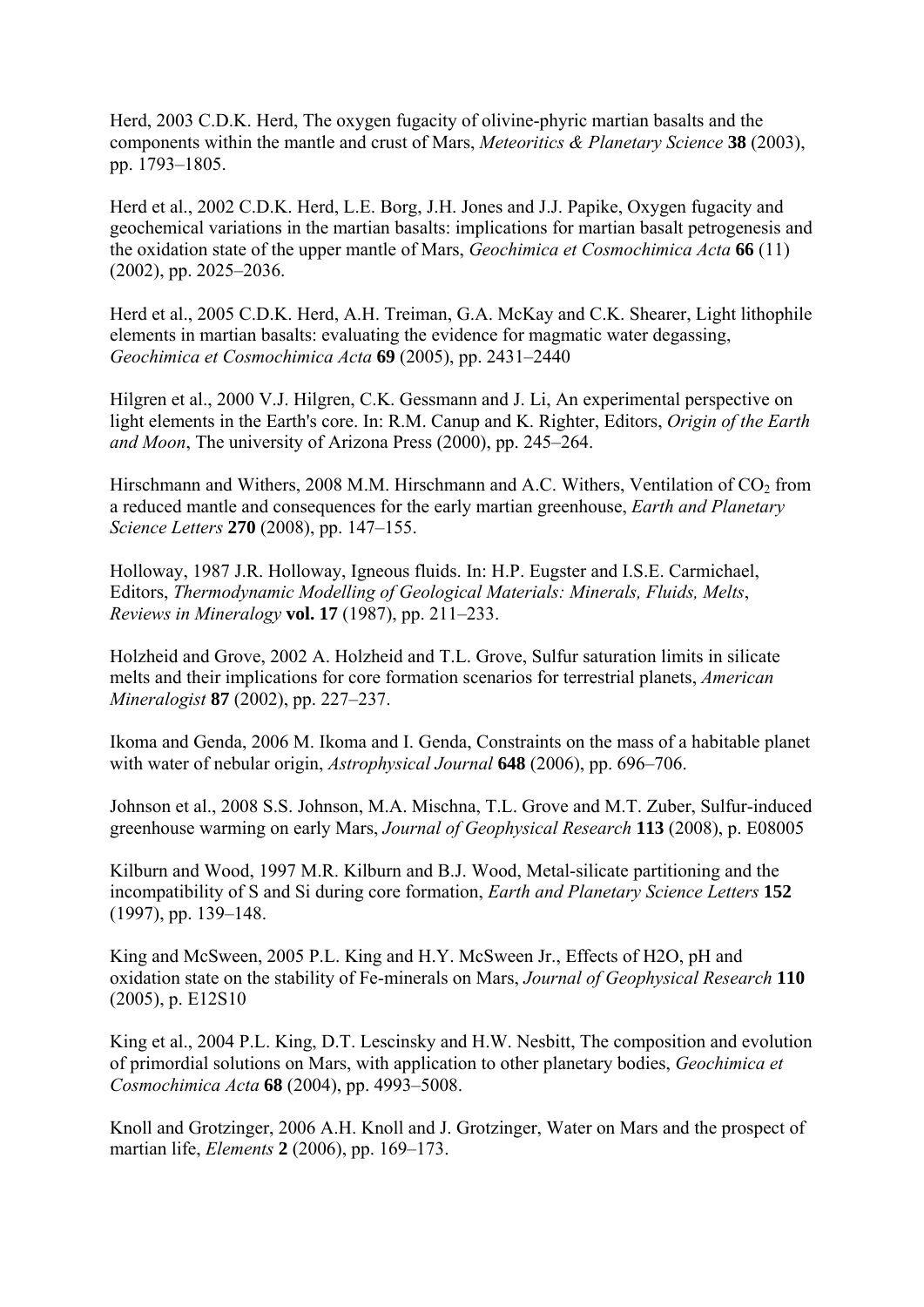Herd, 2003 C.D.K. Herd, The oxygen fugacity of olivine-phyric martian basalts and the components within the mantle and crust of Mars, *Meteoritics & Planetary Science* **38** (2003), pp. 1793–1805.

Herd et al., 2002 C.D.K. Herd, L.E. Borg, J.H. Jones and J.J. Papike, Oxygen fugacity and geochemical variations in the martian basalts: implications for martian basalt petrogenesis and the oxidation state of the upper mantle of Mars, *Geochimica et Cosmochimica Acta* **66** (11) (2002), pp. 2025–2036.

Herd et al., 2005 C.D.K. Herd, A.H. Treiman, G.A. McKay and C.K. Shearer, Light lithophile elements in martian basalts: evaluating the evidence for magmatic water degassing, *Geochimica et Cosmochimica Acta* **69** (2005), pp. 2431–2440

Hilgren et al., 2000 V.J. Hilgren, C.K. Gessmann and J. Li, An experimental perspective on light elements in the Earth's core. In: R.M. Canup and K. Righter, Editors, *Origin of the Earth and Moon*, The university of Arizona Press (2000), pp. 245–264.

Hirschmann and Withers, 2008 M.M. Hirschmann and A.C. Withers, Ventilation of $CO_2$ from a reduced mantle and consequences for the early martian greenhouse, *Earth and Planetary Science Letters* **270** (2008), pp. 147–155.

Holloway, 1987 J.R. Holloway, Igneous fluids. In: H.P. Eugster and I.S.E. Carmichael, Editors, *Thermodynamic Modelling of Geological Materials: Minerals, Fluids, Melts*, *Reviews in Mineralogy* **vol. 17** (1987), pp. 211–233.

Holzheid and Grove, 2002 A. Holzheid and T.L. Grove, Sulfur saturation limits in silicate melts and their implications for core formation scenarios for terrestrial planets, *American Mineralogist* **87** (2002), pp. 227–237.

Ikoma and Genda, 2006 M. Ikoma and I. Genda, Constraints on the mass of a habitable planet with water of nebular origin, *Astrophysical Journal* **648** (2006), pp. 696–706.

Johnson et al., 2008 S.S. Johnson, M.A. Mischna, T.L. Grove and M.T. Zuber, Sulfur-induced greenhouse warming on early Mars, *Journal of Geophysical Research* **113** (2008), p. E08005

Kilburn and Wood, 1997 M.R. Kilburn and B.J. Wood, Metal-silicate partitioning and the incompatibility of S and Si during core formation, *Earth and Planetary Science Letters* **152** (1997), pp. 139–148.

King and McSween, 2005 P.L. King and H.Y. McSween Jr., Effects of H2O, pH and oxidation state on the stability of Fe-minerals on Mars, *Journal of Geophysical Research* **110** (2005), p. E12S10

King et al., 2004 P.L. King, D.T. Lescinsky and H.W. Nesbitt, The composition and evolution of primordial solutions on Mars, with application to other planetary bodies, *Geochimica et Cosmochimica Acta* **68** (2004), pp. 4993–5008.

Knoll and Grotzinger, 2006 A.H. Knoll and J. Grotzinger, Water on Mars and the prospect of martian life, *Elements* **2** (2006), pp. 169–173.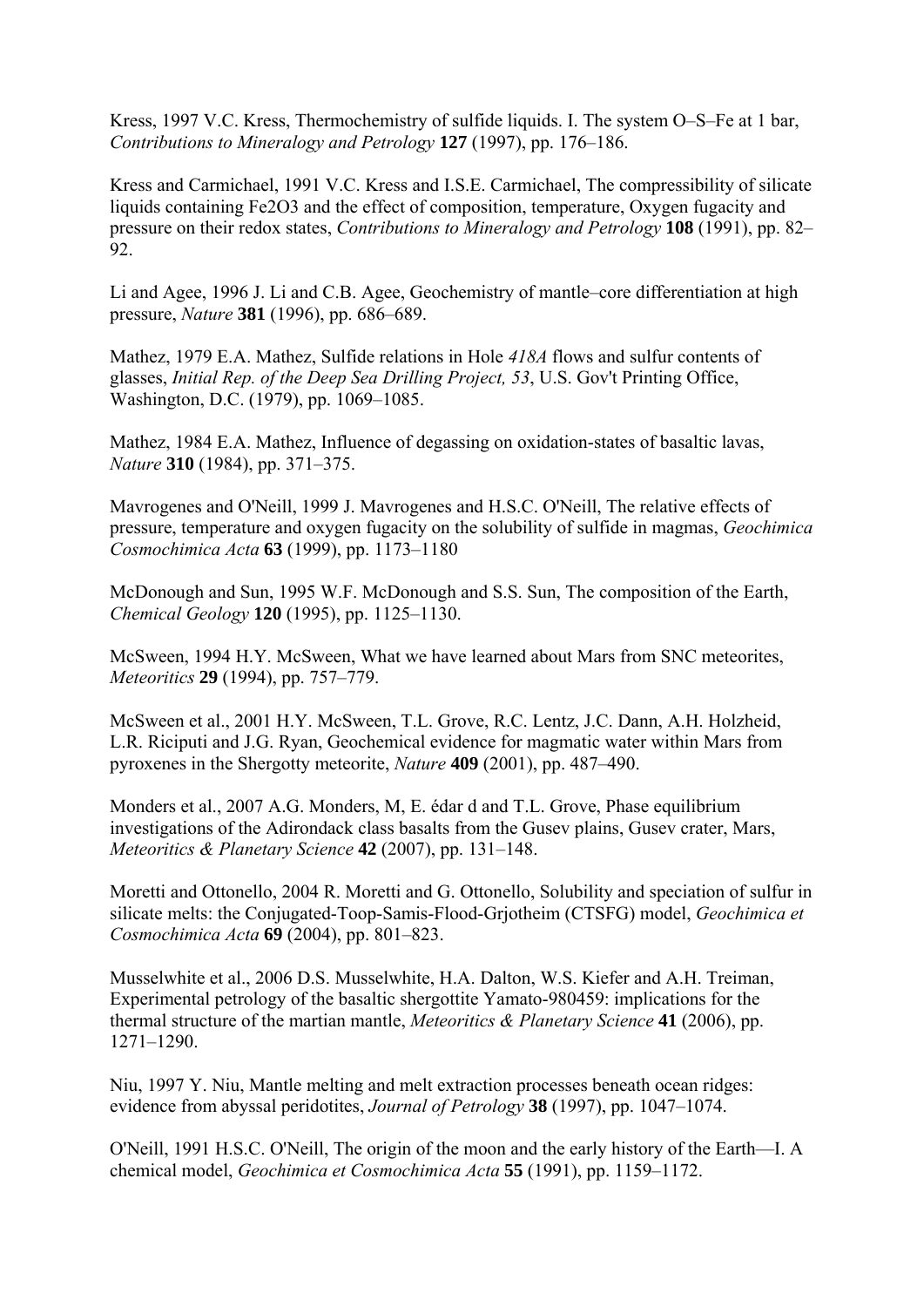Kress, 1997 V.C. Kress, Thermochemistry of sulfide liquids. I. The system O–S–Fe at 1 bar, *Contributions to Mineralogy and Petrology* **127** (1997), pp. 176–186.

Kress and Carmichael, 1991 V.C. Kress and I.S.E. Carmichael, The compressibility of silicate liquids containing Fe2O3 and the effect of composition, temperature, Oxygen fugacity and pressure on their redox states, *Contributions to Mineralogy and Petrology* **108** (1991), pp. 82–92.

Li and Agee, 1996 J. Li and C.B. Agee, Geochemistry of mantle–core differentiation at high pressure, *Nature* **381** (1996), pp. 686–689.

Mathez, 1979 E.A. Mathez, Sulfide relations in Hole *418A* flows and sulfur contents of glasses, *Initial Rep. of the Deep Sea Drilling Project, 53*, U.S. Gov't Printing Office, Washington, D.C. (1979), pp. 1069–1085.

Mathez, 1984 E.A. Mathez, Influence of degassing on oxidation-states of basaltic lavas, *Nature* **310** (1984), pp. 371–375.

Mavrogenes and O'Neill, 1999 J. Mavrogenes and H.S.C. O'Neill, The relative effects of pressure, temperature and oxygen fugacity on the solubility of sulfide in magmas, *Geochimica Cosmochimica Acta* **63** (1999), pp. 1173–1180

McDonough and Sun, 1995 W.F. McDonough and S.S. Sun, The composition of the Earth, *Chemical Geology* **120** (1995), pp. 1125–1130.

McSween, 1994 H.Y. McSween, What we have learned about Mars from SNC meteorites, *Meteoritics* **29** (1994), pp. 757–779.

McSween et al., 2001 H.Y. McSween, T.L. Grove, R.C. Lentz, J.C. Dann, A.H. Holzheid, L.R. Riciputi and J.G. Ryan, Geochemical evidence for magmatic water within Mars from pyroxenes in the Shergotty meteorite, *Nature* **409** (2001), pp. 487–490.

Monders et al., 2007 A.G. Monders, M, E. édar d and T.L. Grove, Phase equilibrium investigations of the Adirondack class basalts from the Gusev plains, Gusev crater, Mars, *Meteoritics & Planetary Science* **42** (2007), pp. 131–148.

Moretti and Ottonello, 2004 R. Moretti and G. Ottonello, Solubility and speciation of sulfur in silicate melts: the Conjugated-Toop-Samis-Flood-Grjotheim (CTSFG) model, *Geochimica et Cosmochimica Acta* **69** (2004), pp. 801–823.

Musselwhite et al., 2006 D.S. Musselwhite, H.A. Dalton, W.S. Kiefer and A.H. Treiman, Experimental petrology of the basaltic shergottite Yamato-980459: implications for the thermal structure of the martian mantle, *Meteoritics & Planetary Science* **41** (2006), pp. 1271–1290.

Niu, 1997 Y. Niu, Mantle melting and melt extraction processes beneath ocean ridges: evidence from abyssal peridotites, *Journal of Petrology* **38** (1997), pp. 1047–1074.

O'Neill, 1991 H.S.C. O'Neill, The origin of the moon and the early history of the Earth—I. A chemical model, *Geochimica et Cosmochimica Acta* **55** (1991), pp. 1159–1172.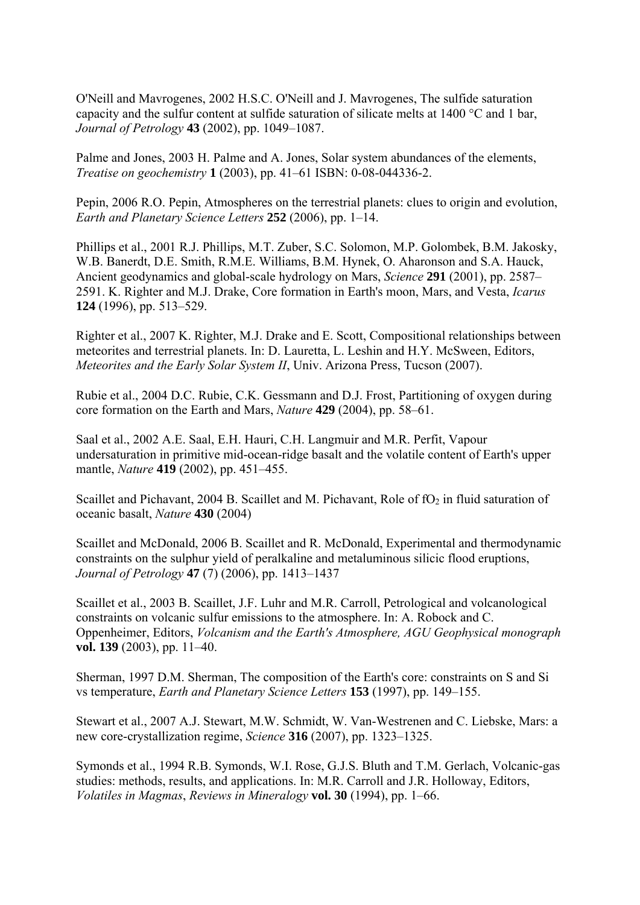O'Neill and Mavrogenes, 2002 H.S.C. O'Neill and J. Mavrogenes, The sulfide saturation capacity and the sulfur content at sulfide saturation of silicate melts at 1400 °C and 1 bar, *Journal of Petrology* **43** (2002), pp. 1049–1087.

Palme and Jones, 2003 H. Palme and A. Jones, Solar system abundances of the elements, *Treatise on geochemistry* **1** (2003), pp. 41–61 ISBN: 0-08-044336-2.

Pepin, 2006 R.O. Pepin, Atmospheres on the terrestrial planets: clues to origin and evolution, *Earth and Planetary Science Letters* **252** (2006), pp. 1–14.

Phillips et al., 2001 R.J. Phillips, M.T. Zuber, S.C. Solomon, M.P. Golombek, B.M. Jakosky, W.B. Banerdt, D.E. Smith, R.M.E. Williams, B.M. Hynek, O. Aharonson and S.A. Hauck, Ancient geodynamics and global-scale hydrology on Mars, *Science* **291** (2001), pp. 2587–2591. K. Righter and M.J. Drake, Core formation in Earth's moon, Mars, and Vesta, *Icarus* **124** (1996), pp. 513–529.

Righter et al., 2007 K. Righter, M.J. Drake and E. Scott, Compositional relationships between meteorites and terrestrial planets. In: D. Lauretta, L. Leshin and H.Y. McSween, Editors, *Meteorites and the Early Solar System II*, Univ. Arizona Press, Tucson (2007).

Rubie et al., 2004 D.C. Rubie, C.K. Gessmann and D.J. Frost, Partitioning of oxygen during core formation on the Earth and Mars, *Nature* **429** (2004), pp. 58–61.

Saal et al., 2002 A.E. Saal, E.H. Hauri, C.H. Langmuir and M.R. Perfit, Vapour undersaturation in primitive mid-ocean-ridge basalt and the volatile content of Earth's upper mantle, *Nature* **419** (2002), pp. 451–455.

Scaillet and Pichavant, 2004 B. Scaillet and M. Pichavant, Role of $fO_2$ in fluid saturation of oceanic basalt, *Nature* **430** (2004)

Scaillet and McDonald, 2006 B. Scaillet and R. McDonald, Experimental and thermodynamic constraints on the sulphur yield of peralkaline and metaluminous silicic flood eruptions, *Journal of Petrology* **47** (7) (2006), pp. 1413–1437

Scaillet et al., 2003 B. Scaillet, J.F. Luhr and M.R. Carroll, Petrological and volcanological constraints on volcanic sulfur emissions to the atmosphere. In: A. Robock and C. Oppenheimer, Editors, *Volcanism and the Earth's Atmosphere, AGU Geophysical monograph* **vol. 139** (2003), pp. 11–40.

Sherman, 1997 D.M. Sherman, The composition of the Earth's core: constraints on S and Si vs temperature, *Earth and Planetary Science Letters* **153** (1997), pp. 149–155.

Stewart et al., 2007 A.J. Stewart, M.W. Schmidt, W. Van-Westrenen and C. Liebske, Mars: a new core-crystallization regime, *Science* **316** (2007), pp. 1323–1325.

Symonds et al., 1994 R.B. Symonds, W.I. Rose, G.J.S. Bluth and T.M. Gerlach, Volcanic-gas studies: methods, results, and applications. In: M.R. Carroll and J.R. Holloway, Editors, *Volatiles in Magmas*, *Reviews in Mineralogy* **vol. 30** (1994), pp. 1–66.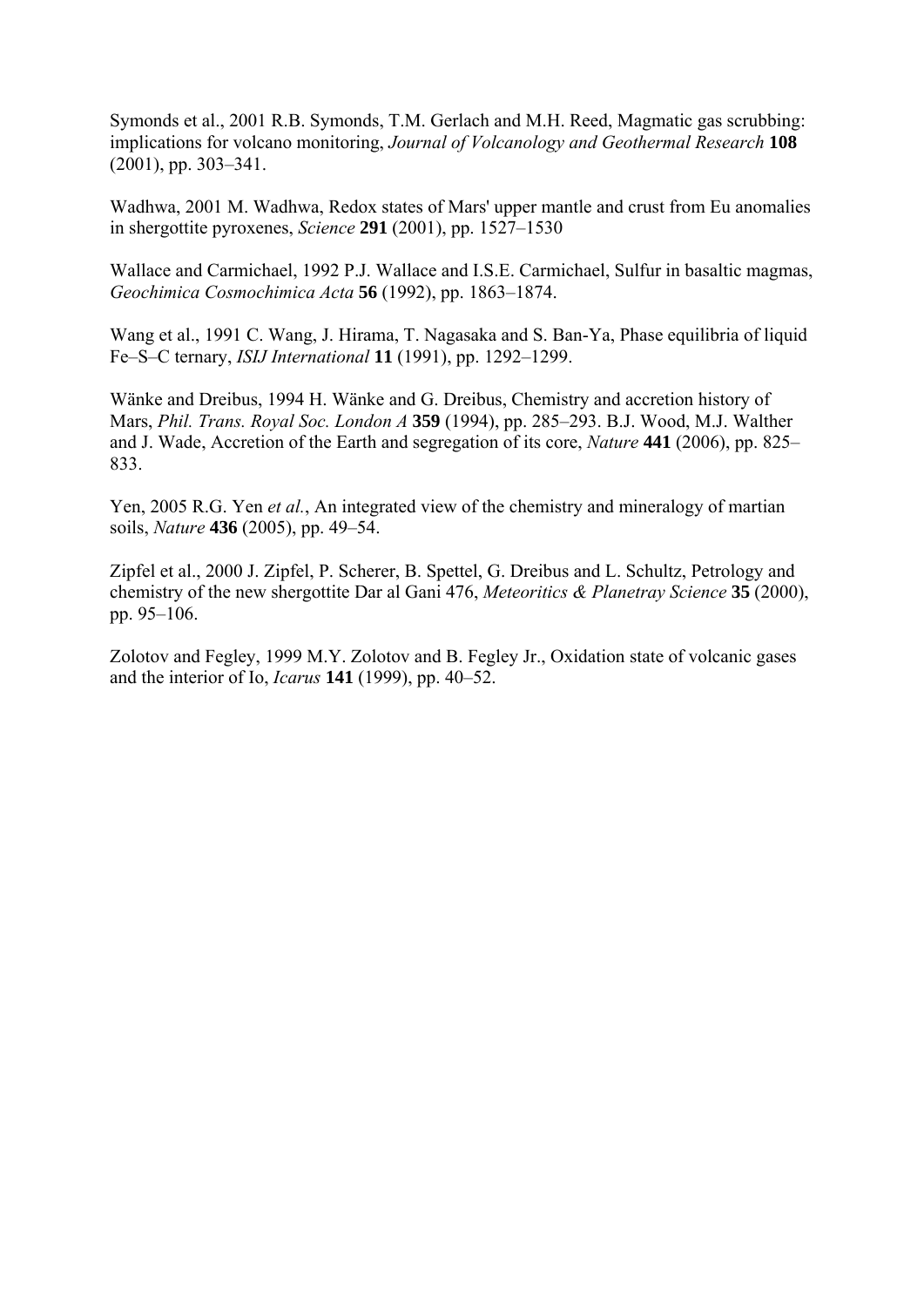Symonds et al., 2001 R.B. Symonds, T.M. Gerlach and M.H. Reed, Magmatic gas scrubbing: implications for volcano monitoring, *Journal of Volcanology and Geothermal Research* **108** (2001), pp. 303–341.

Wadhwa, 2001 M. Wadhwa, Redox states of Mars' upper mantle and crust from Eu anomalies in shergottite pyroxenes, *Science* **291** (2001), pp. 1527–1530

Wallace and Carmichael, 1992 P.J. Wallace and I.S.E. Carmichael, Sulfur in basaltic magmas, *Geochimica Cosmochimica Acta* **56** (1992), pp. 1863–1874.

Wang et al., 1991 C. Wang, J. Hirama, T. Nagasaka and S. Ban-Ya, Phase equilibria of liquid Fe–S–C ternary, *ISIJ International* **11** (1991), pp. 1292–1299.

Wänke and Dreibus, 1994 H. Wänke and G. Dreibus, Chemistry and accretion history of Mars, *Phil. Trans. Royal Soc. London A* **359** (1994), pp. 285–293. B.J. Wood, M.J. Walther and J. Wade, Accretion of the Earth and segregation of its core, *Nature* **441** (2006), pp. 825–833.

Yen, 2005 R.G. Yen *et al.*, An integrated view of the chemistry and mineralogy of martian soils, *Nature* **436** (2005), pp. 49–54.

Zipfel et al., 2000 J. Zipfel, P. Scherer, B. Spettel, G. Dreibus and L. Schultz, Petrology and chemistry of the new shergottite Dar al Gani 476, *Meteoritics & Planetray Science* **35** (2000), pp. 95–106.

Zolotov and Fegley, 1999 M.Y. Zolotov and B. Fegley Jr., Oxidation state of volcanic gases and the interior of Io, *Icarus* **141** (1999), pp. 40–52.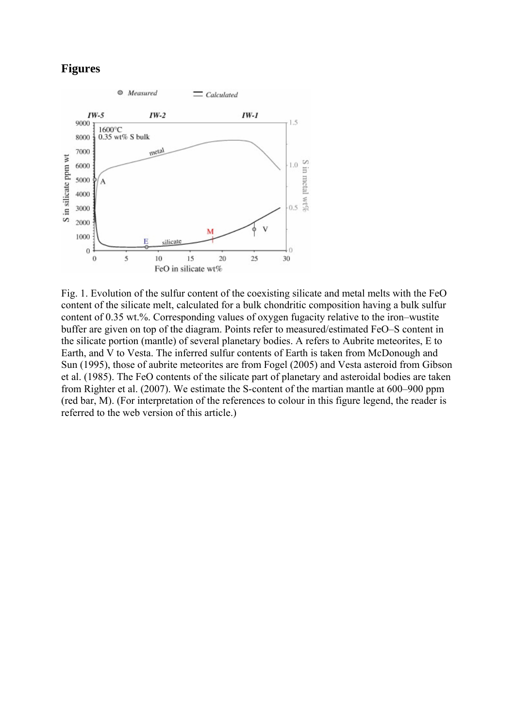# Figures

Fig. 1. Evolution of the sulfur content of the coexisting silicate and metal melts with the FeO content of the silicate melt, calculated for a bulk chondritic composition having a bulk sulfur content of 0.35 wt.%. Corresponding values of oxygen fugacity relative to the iron–wustite buffer are given on top of the diagram. Points refer to measured/estimated FeO–S content in the silicate portion (mantle) of several planetary bodies. A refers to Aubrite meteorites, E to Earth, and V to Vesta. The inferred sulfur contents of Earth is taken from McDonough and Sun (1995), those of aubrite meteorites are from Fogel (2005) and Vesta asteroid from Gibson et al. (1985). The FeO contents of the silicate part of planetary and asteroidal bodies are taken from Righter et al. (2007). We estimate the S-content of the martian mantle at 600–900 ppm (red bar, M). (For interpretation of the references to colour in this figure legend, the reader is referred to the web version of this article.)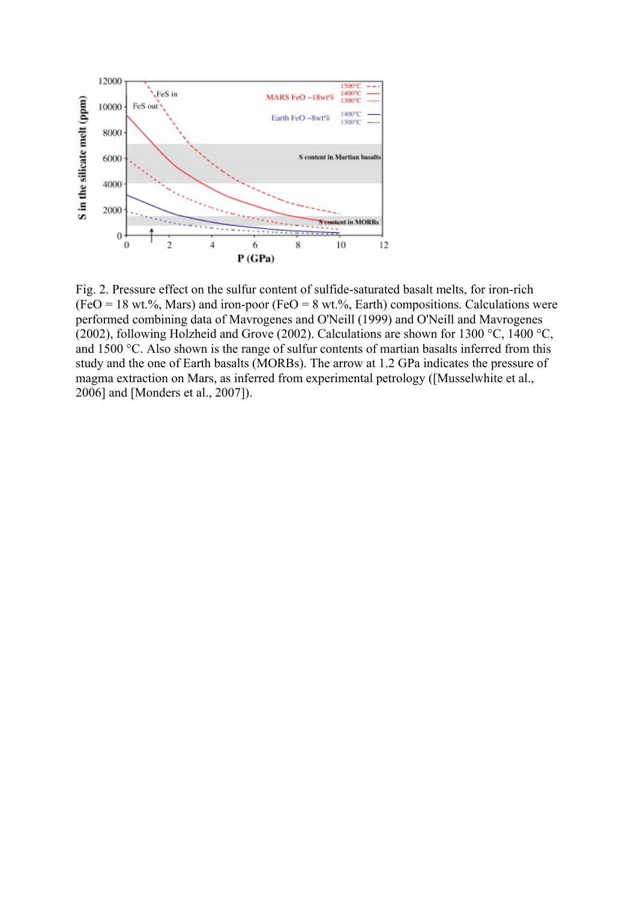S in the silicate melt (ppm)

12000
10000
8000
6000
4000
2000
0

0
2
4
6
8
10
12

P (GPa)

FeS in
FeS out

MARS FeO ~18wt%
1500°C
1400°C
1300°C

Earth FeO ~8wt%
1400°C
1300°C

S content in Martian basalts

S content in MORBs

Fig. 2. Pressure effect on the sulfur content of sulfide-saturated basalt melts, for iron-rich (FeO = 18 wt.%, Mars) and iron-poor (FeO = 8 wt.%, Earth) compositions. Calculations were performed combining data of Mavrogenes and O'Neill (1999) and O'Neill and Mavrogenes (2002), following Holzheid and Grove (2002). Calculations are shown for 1300 °C, 1400 °C, and 1500 °C. Also shown is the range of sulfur contents of martian basalts inferred from this study and the one of Earth basalts (MORBs). The arrow at 1.2 GPa indicates the pressure of magma extraction on Mars, as inferred from experimental petrology ([Musselwhite et al., 2006] and [Monders et al., 2007]).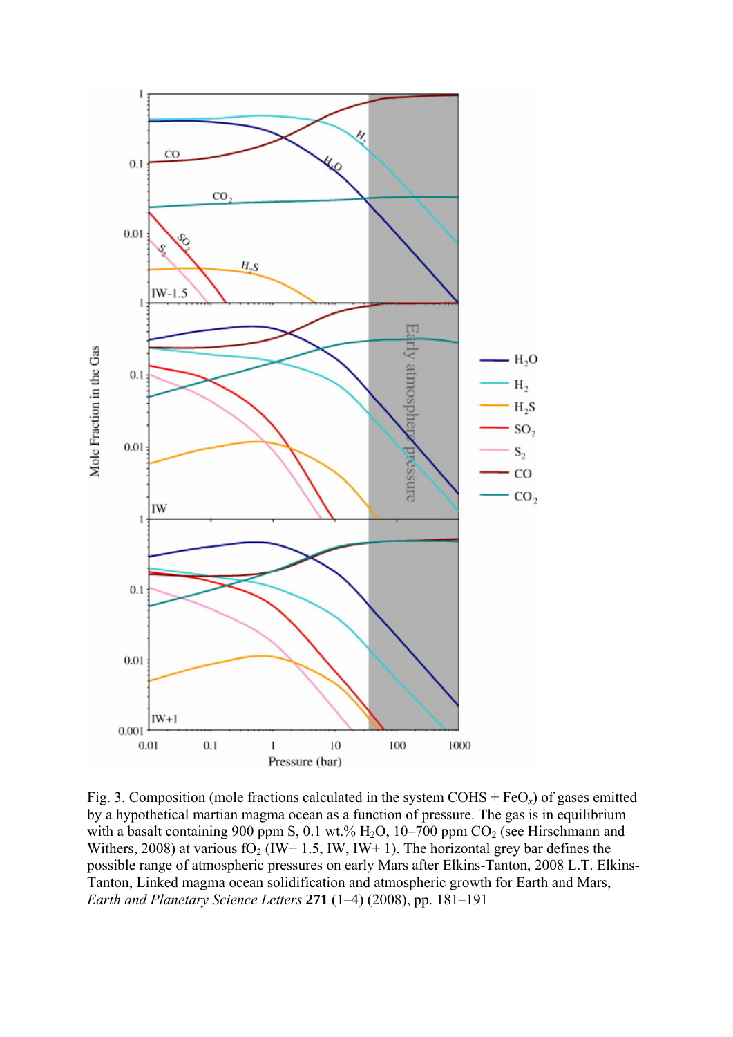IW-1.5

CO

$CO_2$

$H_2$

$H_2O$

$SO_2$

$S_2$

$H_2S$

IW

Early atmosphere pressure

IW+1

Mole Fraction in the Gas

1

0.1

0.01

0.001

0.01

0.1

1

10

100

1000

Pressure (bar)

$H_2O$

$H_2$

$H_2S$

$SO_2$

$S_2$

CO

$CO_2$

Fig. 3. Composition (mole fractions calculated in the system COHS + $FeO_x$) of gases emitted by a hypothetical martian magma ocean as a function of pressure. The gas is in equilibrium with a basalt containing 900 ppm S, 0.1 wt.% $H_2O$, 10–700 ppm $CO_2$ (see Hirschmann and Withers, 2008) at various $fO_2$ (IW− 1.5, IW, IW+ 1). The horizontal grey bar defines the possible range of atmospheric pressures on early Mars after Elkins-Tanton, 2008 L.T. Elkins-Tanton, Linked magma ocean solidification and atmospheric growth for Earth and Mars, *Earth and Planetary Science Letters* **271** (1–4) (2008), pp. 181–191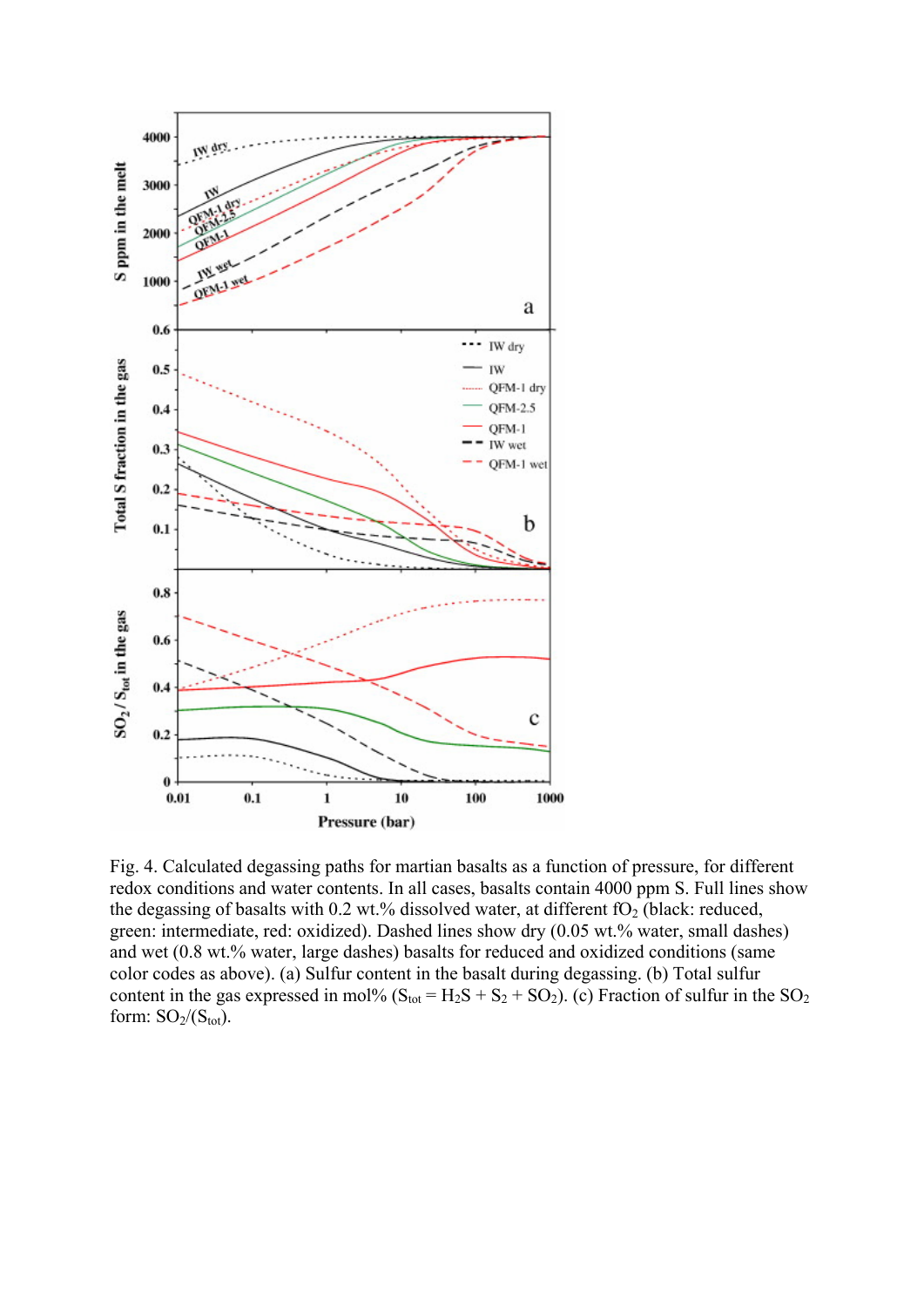S ppm in the melt

4000
3000
2000
1000

IW dry
IW
QFM-1 dry
QFM-2.5
QFM-1
IW wet
QFM-1 wet

a

Total S fraction in the gas

0.6
0.5
0.4
0.3
0.2
0.1

IW dry
IW
QFM-1 dry
QFM-2.5
QFM-1
IW wet
QFM-1 wet

b

$SO_2 / S_{tot}$ in the gas

0.8
0.6
0.4
0.2
0

c

0.01 0.1 1 10 100 1000

Pressure (bar)

Fig. 4. Calculated degassing paths for martian basalts as a function of pressure, for different redox conditions and water contents. In all cases, basalts contain 4000 ppm S. Full lines show the degassing of basalts with 0.2 wt.% dissolved water, at different $fO_2$ (black: reduced, green: intermediate, red: oxidized). Dashed lines show dry (0.05 wt.% water, small dashes) and wet (0.8 wt.% water, large dashes) basalts for reduced and oxidized conditions (same color codes as above). (a) Sulfur content in the basalt during degassing. (b) Total sulfur content in the gas expressed in mol% ($S_{tot} = H_2S + S_2 + SO_2$). (c) Fraction of sulfur in the $SO_2$ form: $SO_2/(S_{tot})$.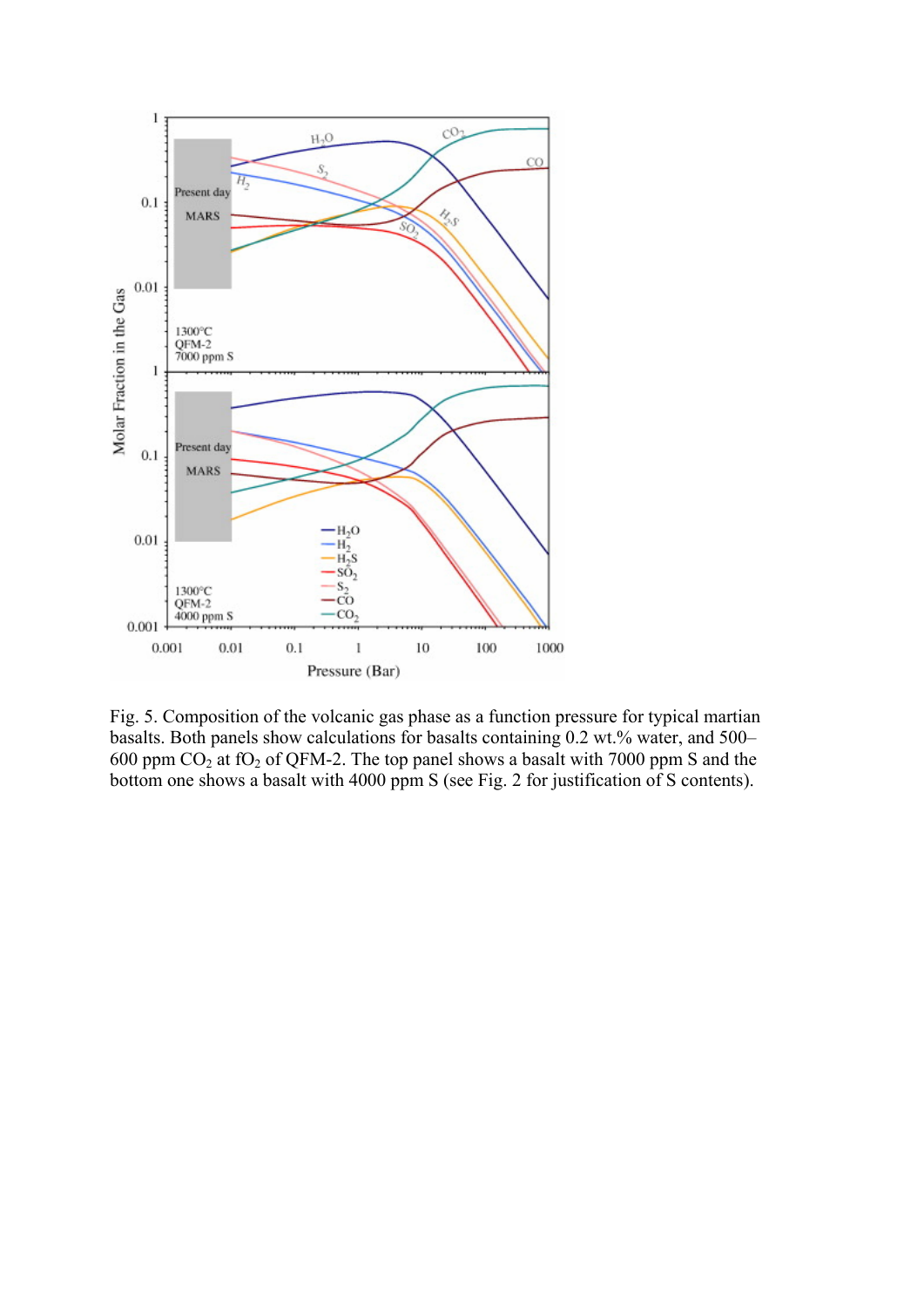Fig. 5. Composition of the volcanic gas phase as a function pressure for typical martian basalts. Both panels show calculations for basalts containing 0.2 wt.% water, and 500–600 ppm $CO_2$ at $fO_2$ of QFM-2. The top panel shows a basalt with 7000 ppm S and the bottom one shows a basalt with 4000 ppm S (see Fig. 2 for justification of S contents).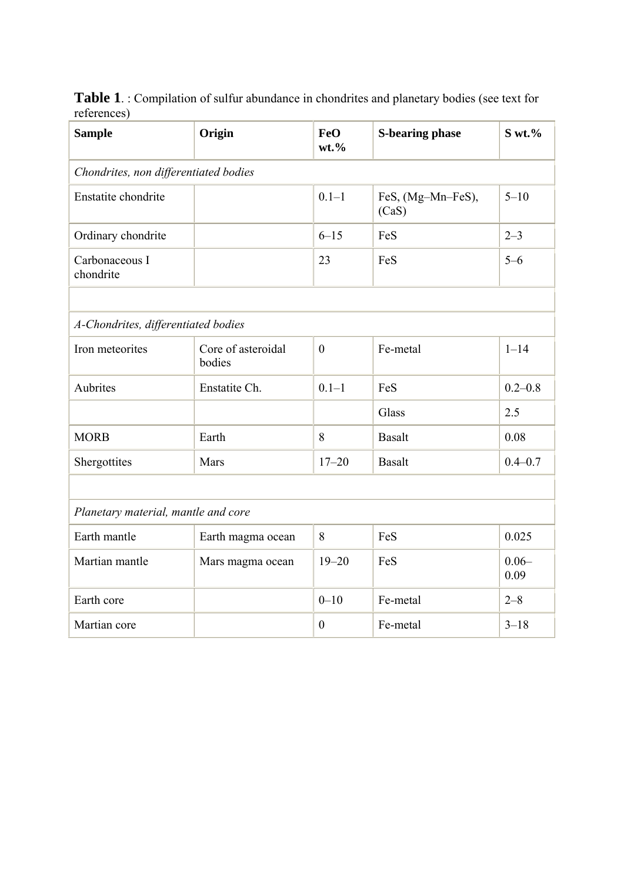**Table 1**. : Compilation of sulfur abundance in chondrites and planetary bodies (see text for references)

| Sample | Origin | FeO wt.% | S-bearing phase | S wt.% |
|---|---|---|---|---|
| *Chondrites, non differentiated bodies* | | | | |
| Enstatite chondrite | | 0.1–1 | FeS, (Mg–Mn–FeS), (CaS) | 5–10 |
| Ordinary chondrite | | 6–15 | FeS | 2–3 |
| Carbonaceous I chondrite | | 23 | FeS | 5–6 |
| | | | | |
| *A-Chondrites, differentiated bodies* | | | | |
| Iron meteorites | Core of asteroidal bodies | 0 | Fe-metal | 1–14 |
| Aubrites | Enstatite Ch. | 0.1–1 | FeS | 0.2–0.8 |
| | | | Glass | 2.5 |
| MORB | Earth | 8 | Basalt | 0.08 |
| Shergottites | Mars | 17–20 | Basalt | 0.4–0.7 |
| | | | | |
| *Planetary material, mantle and core* | | | | |
| Earth mantle | Earth magma ocean | 8 | FeS | 0.025 |
| Martian mantle | Mars magma ocean | 19–20 | FeS | 0.06–0.09 |
| Earth core | | 0–10 | Fe-metal | 2–8 |
| Martian core | | 0 | Fe-metal | 3–18 |